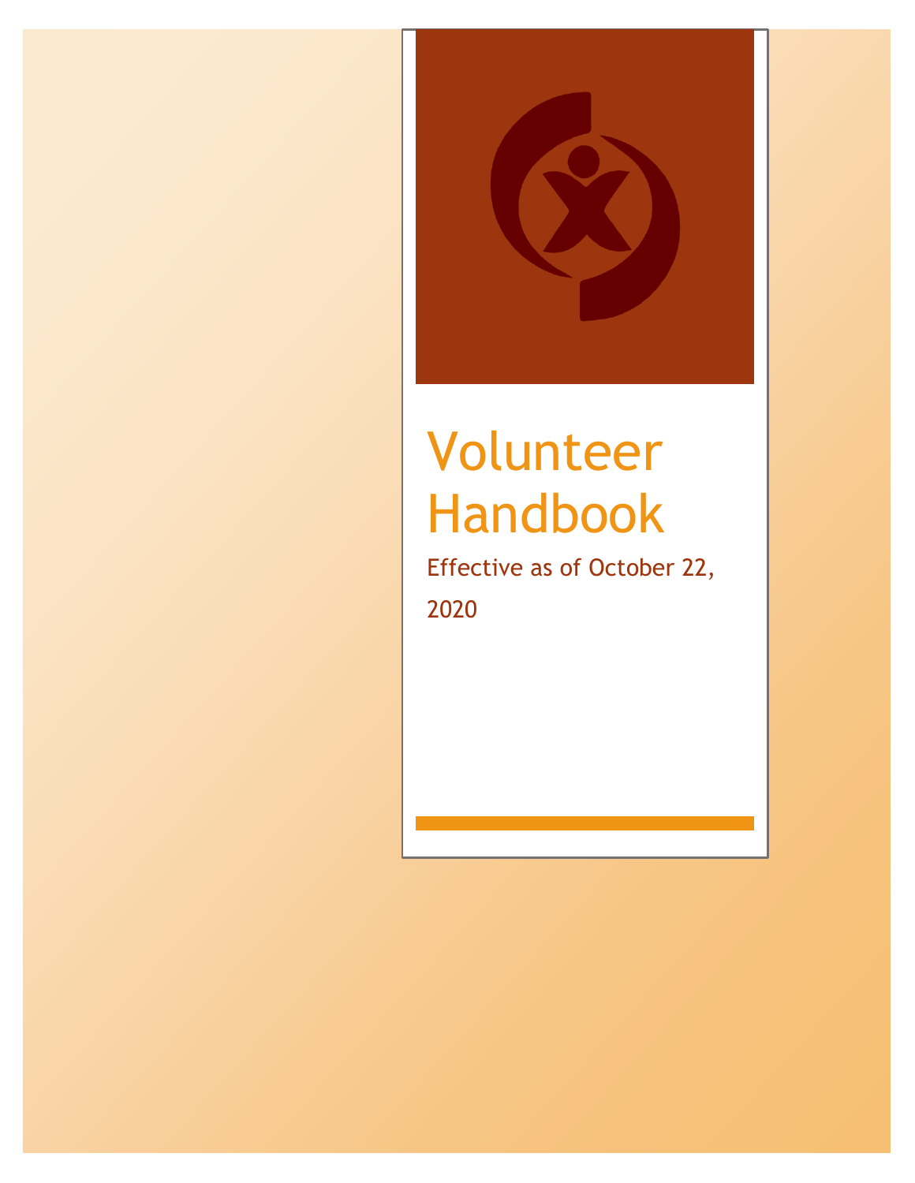# Volunteer Handbook

Effective as of October 22, 2020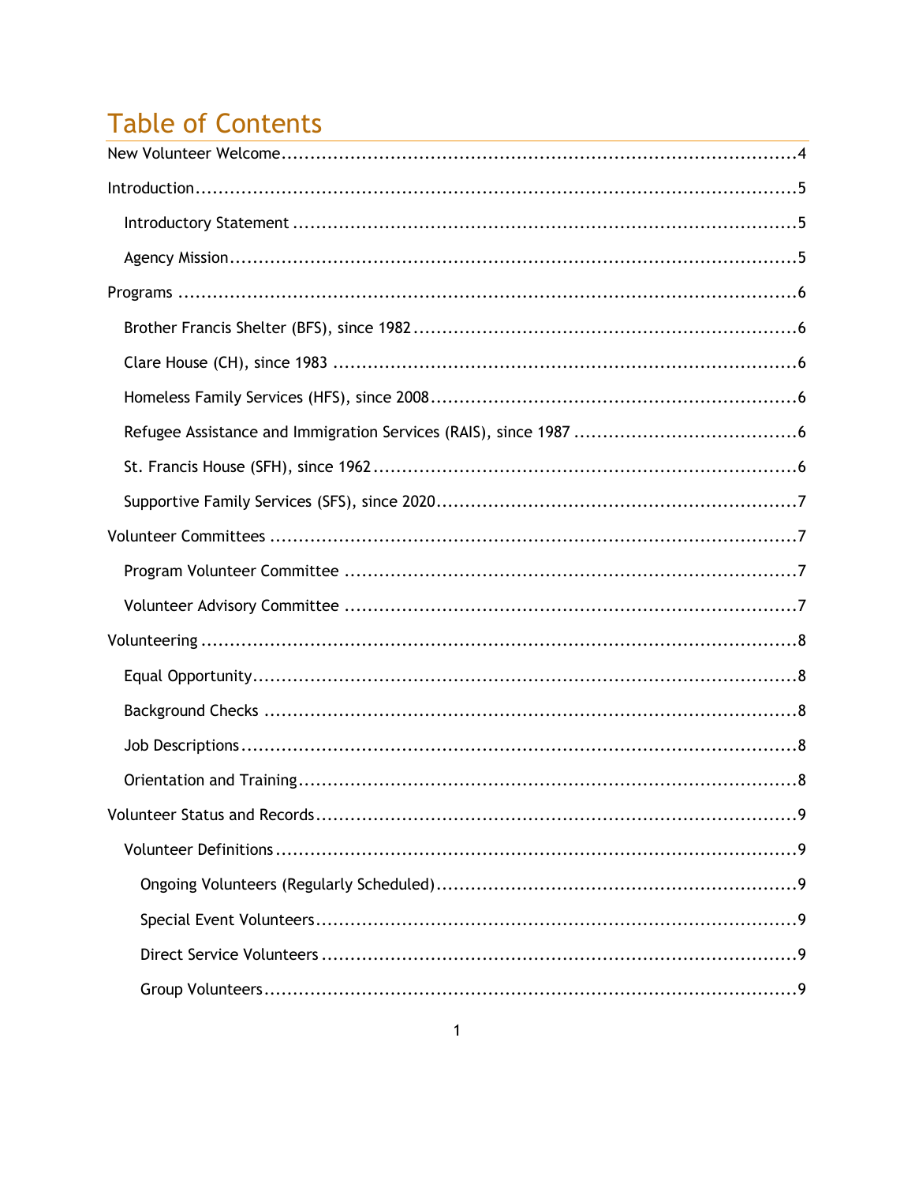# Table of Contents

New Volunteer Welcome....................................................................................4

Introduction....................................................................................................5

- Introductory Statement ..............................................................................5
- Agency Mission...........................................................................................5

Programs .......................................................................................................6

- Brother Francis Shelter (BFS), since 1982....................................................6
- Clare House (CH), since 1983 .....................................................................6
- Homeless Family Services (HFS), since 2008................................................6
- Refugee Assistance and Immigration Services (RAIS), since 1987 ..................6
- St. Francis House (SFH), since 1962............................................................6
- Supportive Family Services (SFS), since 2020...............................................7

Volunteer Committees ....................................................................................7

- Program Volunteer Committee ...................................................................7
- Volunteer Advisory Committee ...................................................................7

Volunteering ..................................................................................................8

- Equal Opportunity.......................................................................................8
- Background Checks ....................................................................................8
- Job Descriptions..........................................................................................8
- Orientation and Training..............................................................................8

Volunteer Status and Records..........................................................................9

- Volunteer Definitions...................................................................................9
  - Ongoing Volunteers (Regularly Scheduled)................................................9
  - Special Event Volunteers.........................................................................9
  - Direct Service Volunteers ........................................................................9
  - Group Volunteers....................................................................................9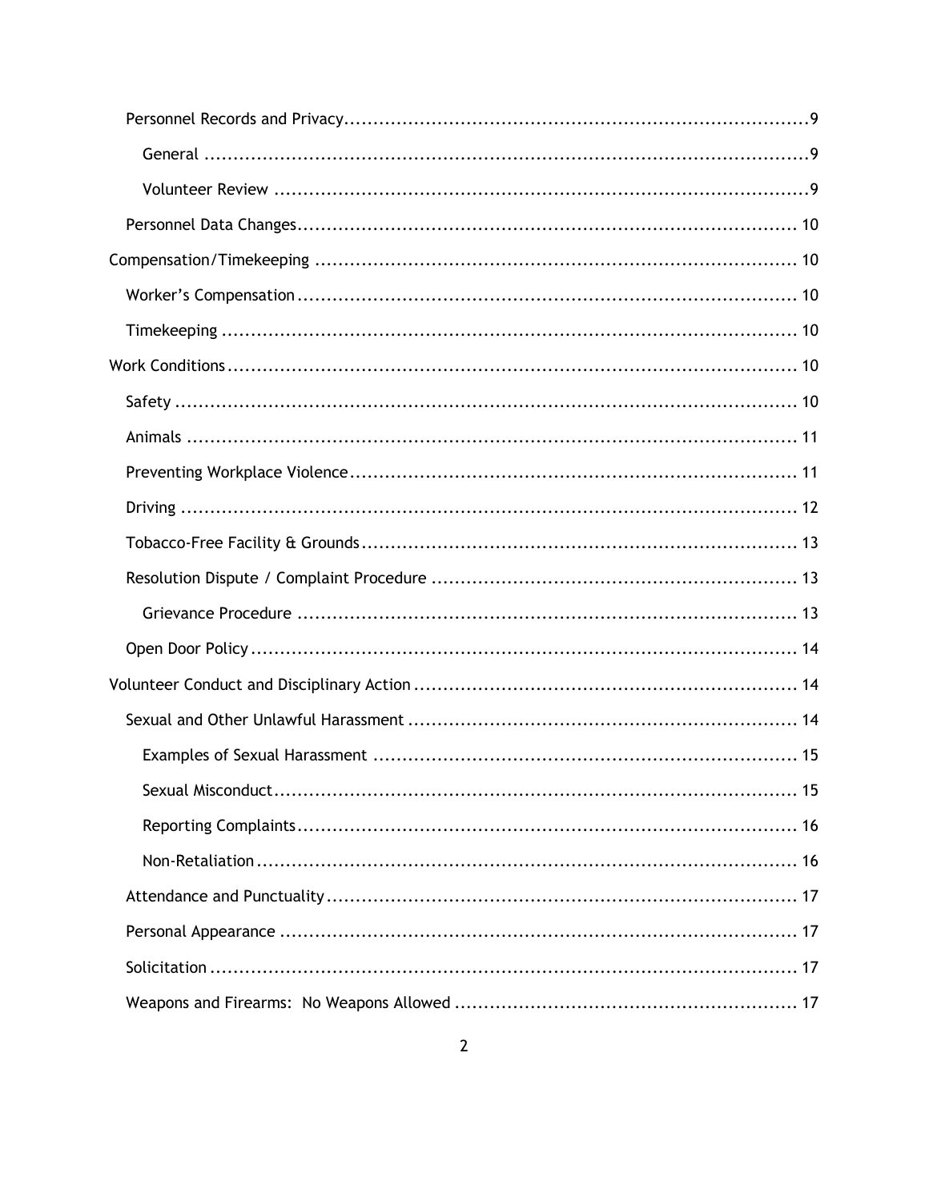- Personnel Records and Privacy....9
  - General....9
  - Volunteer Review....9
- Personnel Data Changes....10

Compensation/Timekeeping....10

- Worker's Compensation....10
- Timekeeping....10

Work Conditions....10

- Safety....10
- Animals....11
- Preventing Workplace Violence....11
- Driving....12
- Tobacco-Free Facility & Grounds....13
- Resolution Dispute / Complaint Procedure....13
  - Grievance Procedure....13
- Open Door Policy....14

Volunteer Conduct and Disciplinary Action....14

- Sexual and Other Unlawful Harassment....14
  - Examples of Sexual Harassment....15
  - Sexual Misconduct....15
  - Reporting Complaints....16
  - Non-Retaliation....16
- Attendance and Punctuality....17
- Personal Appearance....17
- Solicitation....17
- Weapons and Firearms: No Weapons Allowed....17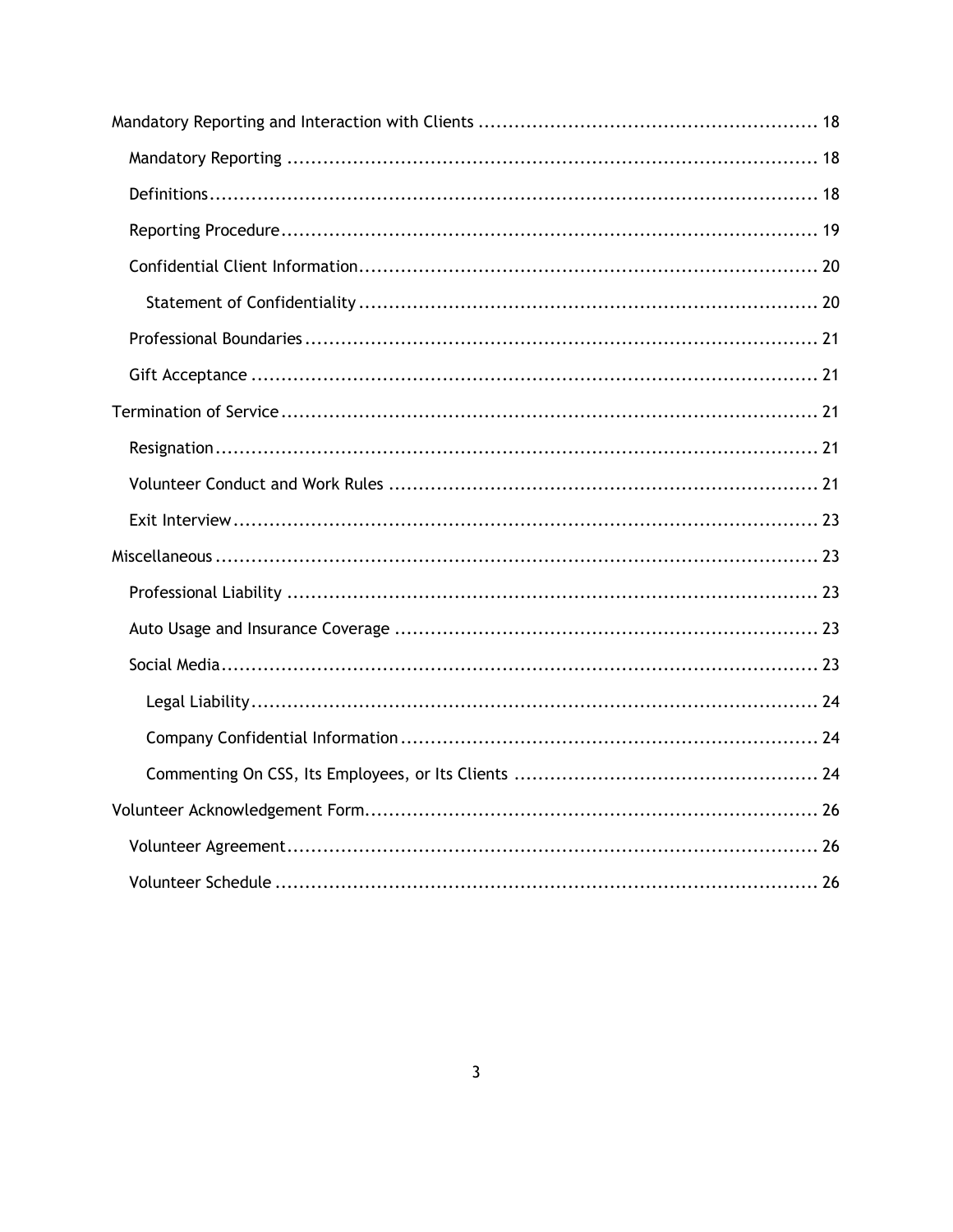Mandatory Reporting and Interaction with Clients ........................................................ 18

- Mandatory Reporting ........................................................................................ 18
- Definitions........................................................................................................ 18
- Reporting Procedure.......................................................................................... 19
- Confidential Client Information............................................................................ 20
  - Statement of Confidentiality ............................................................................ 20
- Professional Boundaries..................................................................................... 21
- Gift Acceptance ............................................................................................... 21

Termination of Service.......................................................................................... 21

- Resignation....................................................................................................... 21
- Volunteer Conduct and Work Rules ....................................................................... 21
- Exit Interview.................................................................................................... 23

Miscellaneous ....................................................................................................... 23

- Professional Liability ......................................................................................... 23
- Auto Usage and Insurance Coverage ...................................................................... 23
- Social Media...................................................................................................... 23
  - Legal Liability................................................................................................ 24
  - Company Confidential Information ..................................................................... 24
  - Commenting On CSS, Its Employees, or Its Clients .................................................. 24

Volunteer Acknowledgement Form............................................................................ 26

- Volunteer Agreement......................................................................................... 26
- Volunteer Schedule ........................................................................................... 26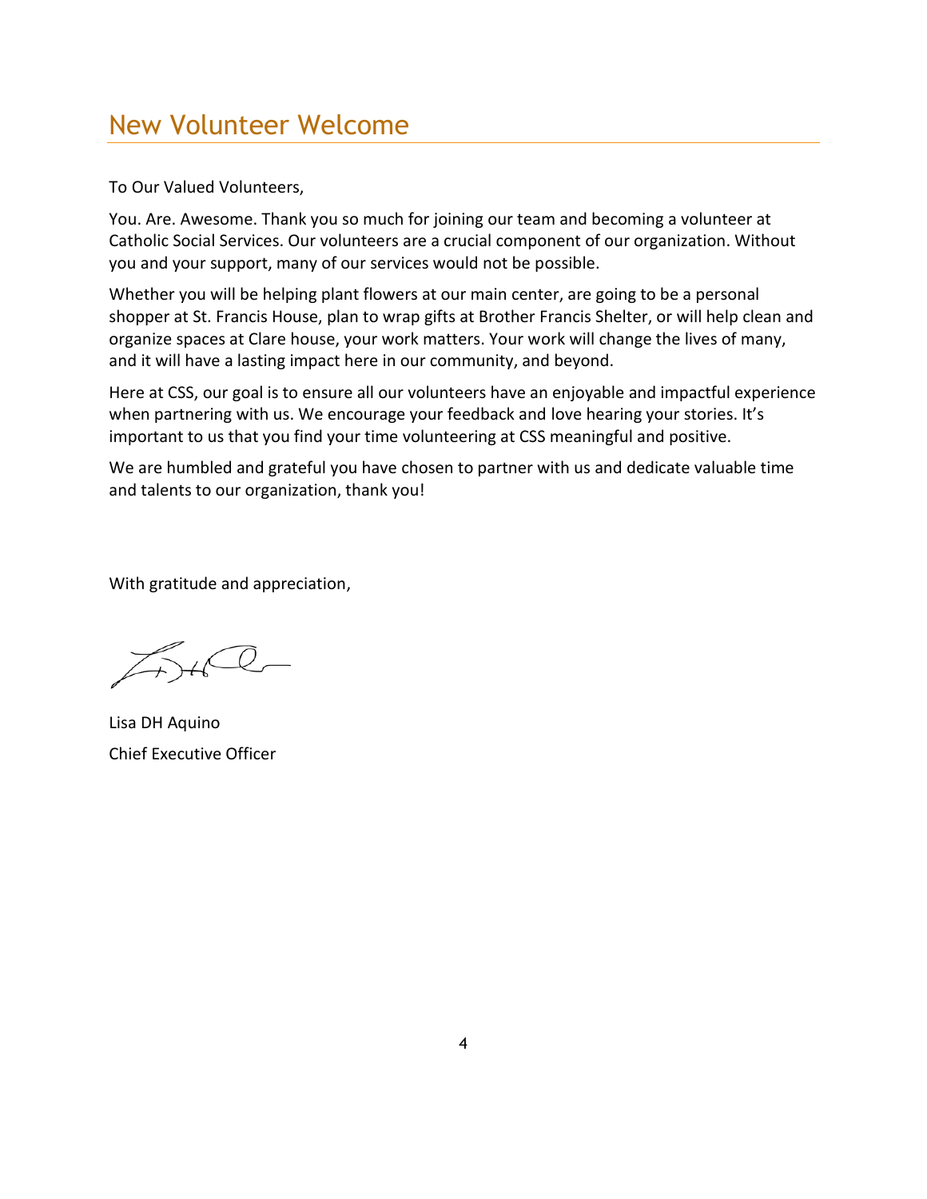# New Volunteer Welcome

To Our Valued Volunteers,

You. Are. Awesome. Thank you so much for joining our team and becoming a volunteer at Catholic Social Services. Our volunteers are a crucial component of our organization. Without you and your support, many of our services would not be possible.

Whether you will be helping plant flowers at our main center, are going to be a personal shopper at St. Francis House, plan to wrap gifts at Brother Francis Shelter, or will help clean and organize spaces at Clare house, your work matters. Your work will change the lives of many, and it will have a lasting impact here in our community, and beyond.

Here at CSS, our goal is to ensure all our volunteers have an enjoyable and impactful experience when partnering with us. We encourage your feedback and love hearing your stories. It's important to us that you find your time volunteering at CSS meaningful and positive.

We are humbled and grateful you have chosen to partner with us and dedicate valuable time and talents to our organization, thank you!

With gratitude and appreciation,

Lisa DH Aquino
Chief Executive Officer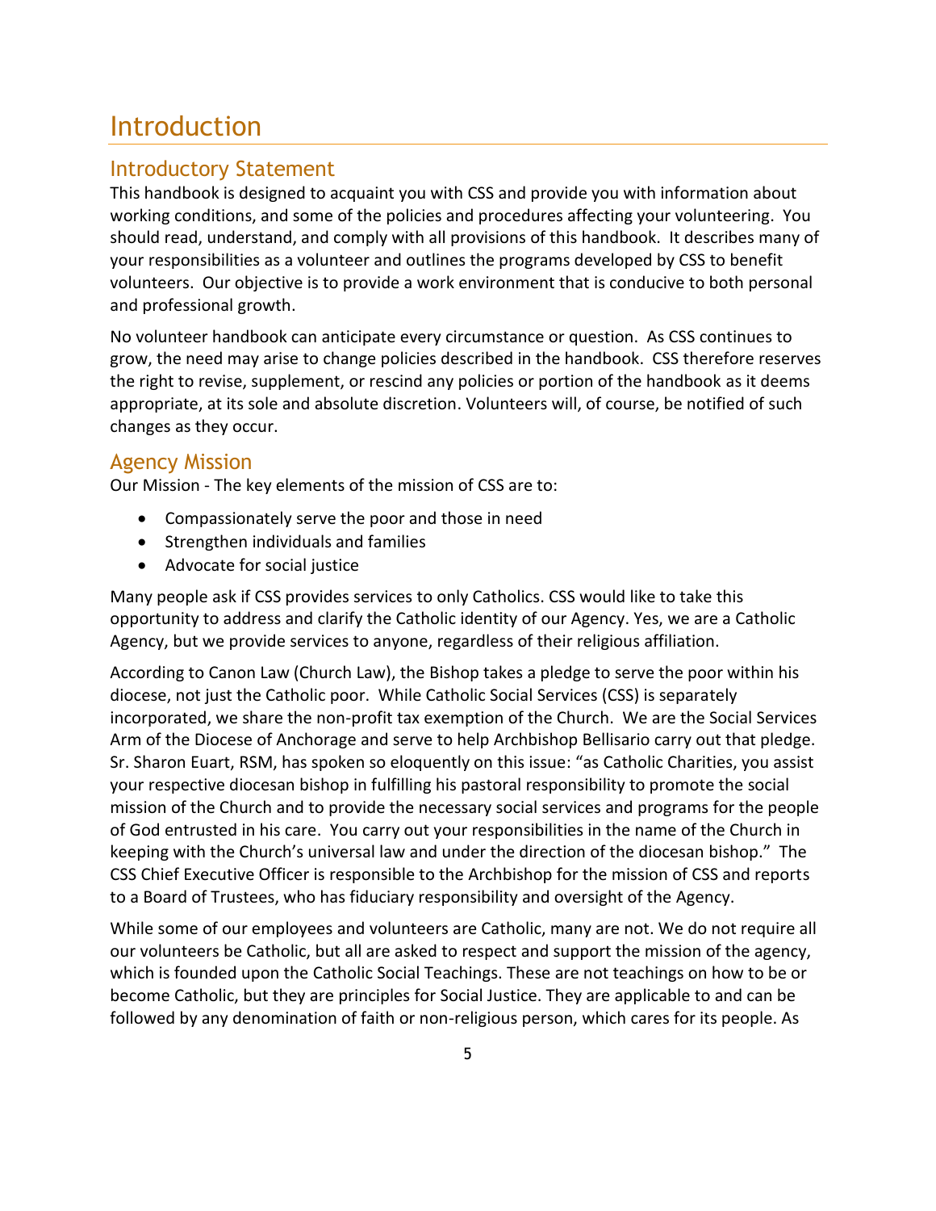# Introduction

## Introductory Statement

This handbook is designed to acquaint you with CSS and provide you with information about working conditions, and some of the policies and procedures affecting your volunteering. You should read, understand, and comply with all provisions of this handbook. It describes many of your responsibilities as a volunteer and outlines the programs developed by CSS to benefit volunteers. Our objective is to provide a work environment that is conducive to both personal and professional growth.

No volunteer handbook can anticipate every circumstance or question. As CSS continues to grow, the need may arise to change policies described in the handbook. CSS therefore reserves the right to revise, supplement, or rescind any policies or portion of the handbook as it deems appropriate, at its sole and absolute discretion. Volunteers will, of course, be notified of such changes as they occur.

## Agency Mission

Our Mission - The key elements of the mission of CSS are to:

- Compassionately serve the poor and those in need
- Strengthen individuals and families
- Advocate for social justice

Many people ask if CSS provides services to only Catholics. CSS would like to take this opportunity to address and clarify the Catholic identity of our Agency. Yes, we are a Catholic Agency, but we provide services to anyone, regardless of their religious affiliation.

According to Canon Law (Church Law), the Bishop takes a pledge to serve the poor within his diocese, not just the Catholic poor. While Catholic Social Services (CSS) is separately incorporated, we share the non-profit tax exemption of the Church. We are the Social Services Arm of the Diocese of Anchorage and serve to help Archbishop Bellisario carry out that pledge. Sr. Sharon Euart, RSM, has spoken so eloquently on this issue: "as Catholic Charities, you assist your respective diocesan bishop in fulfilling his pastoral responsibility to promote the social mission of the Church and to provide the necessary social services and programs for the people of God entrusted in his care. You carry out your responsibilities in the name of the Church in keeping with the Church's universal law and under the direction of the diocesan bishop." The CSS Chief Executive Officer is responsible to the Archbishop for the mission of CSS and reports to a Board of Trustees, who has fiduciary responsibility and oversight of the Agency.

While some of our employees and volunteers are Catholic, many are not. We do not require all our volunteers be Catholic, but all are asked to respect and support the mission of the agency, which is founded upon the Catholic Social Teachings. These are not teachings on how to be or become Catholic, but they are principles for Social Justice. They are applicable to and can be followed by any denomination of faith or non-religious person, which cares for its people. As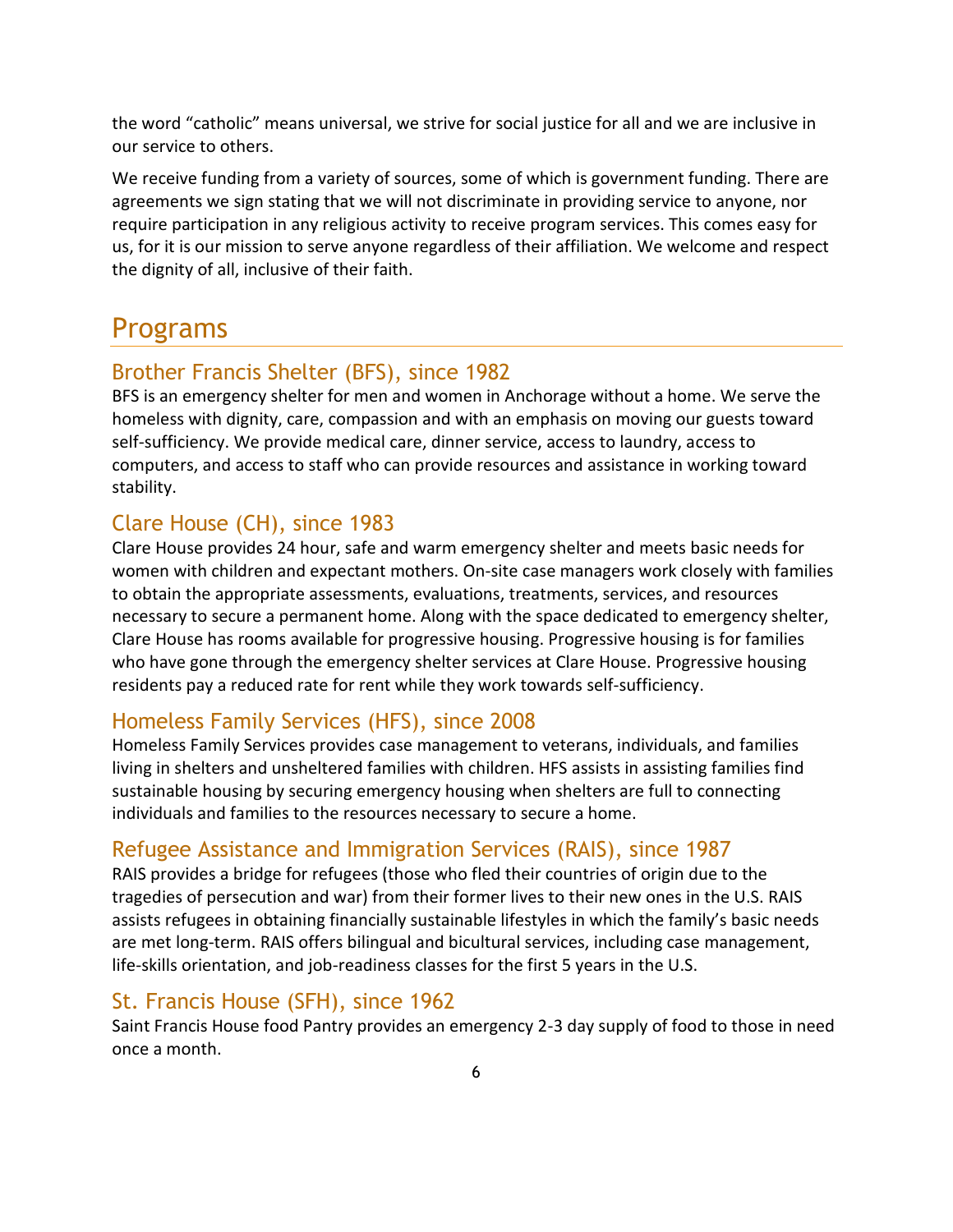the word “catholic” means universal, we strive for social justice for all and we are inclusive in our service to others.

We receive funding from a variety of sources, some of which is government funding. There are agreements we sign stating that we will not discriminate in providing service to anyone, nor require participation in any religious activity to receive program services. This comes easy for us, for it is our mission to serve anyone regardless of their affiliation. We welcome and respect the dignity of all, inclusive of their faith.

# Programs

## Brother Francis Shelter (BFS), since 1982

BFS is an emergency shelter for men and women in Anchorage without a home. We serve the homeless with dignity, care, compassion and with an emphasis on moving our guests toward self-sufficiency. We provide medical care, dinner service, access to laundry, access to computers, and access to staff who can provide resources and assistance in working toward stability.

## Clare House (CH), since 1983

Clare House provides 24 hour, safe and warm emergency shelter and meets basic needs for women with children and expectant mothers. On-site case managers work closely with families to obtain the appropriate assessments, evaluations, treatments, services, and resources necessary to secure a permanent home. Along with the space dedicated to emergency shelter, Clare House has rooms available for progressive housing. Progressive housing is for families who have gone through the emergency shelter services at Clare House. Progressive housing residents pay a reduced rate for rent while they work towards self-sufficiency.

## Homeless Family Services (HFS), since 2008

Homeless Family Services provides case management to veterans, individuals, and families living in shelters and unsheltered families with children. HFS assists in assisting families find sustainable housing by securing emergency housing when shelters are full to connecting individuals and families to the resources necessary to secure a home.

## Refugee Assistance and Immigration Services (RAIS), since 1987

RAIS provides a bridge for refugees (those who fled their countries of origin due to the tragedies of persecution and war) from their former lives to their new ones in the U.S. RAIS assists refugees in obtaining financially sustainable lifestyles in which the family’s basic needs are met long-term. RAIS offers bilingual and bicultural services, including case management, life-skills orientation, and job-readiness classes for the first 5 years in the U.S.

## St. Francis House (SFH), since 1962

Saint Francis House food Pantry provides an emergency 2-3 day supply of food to those in need once a month.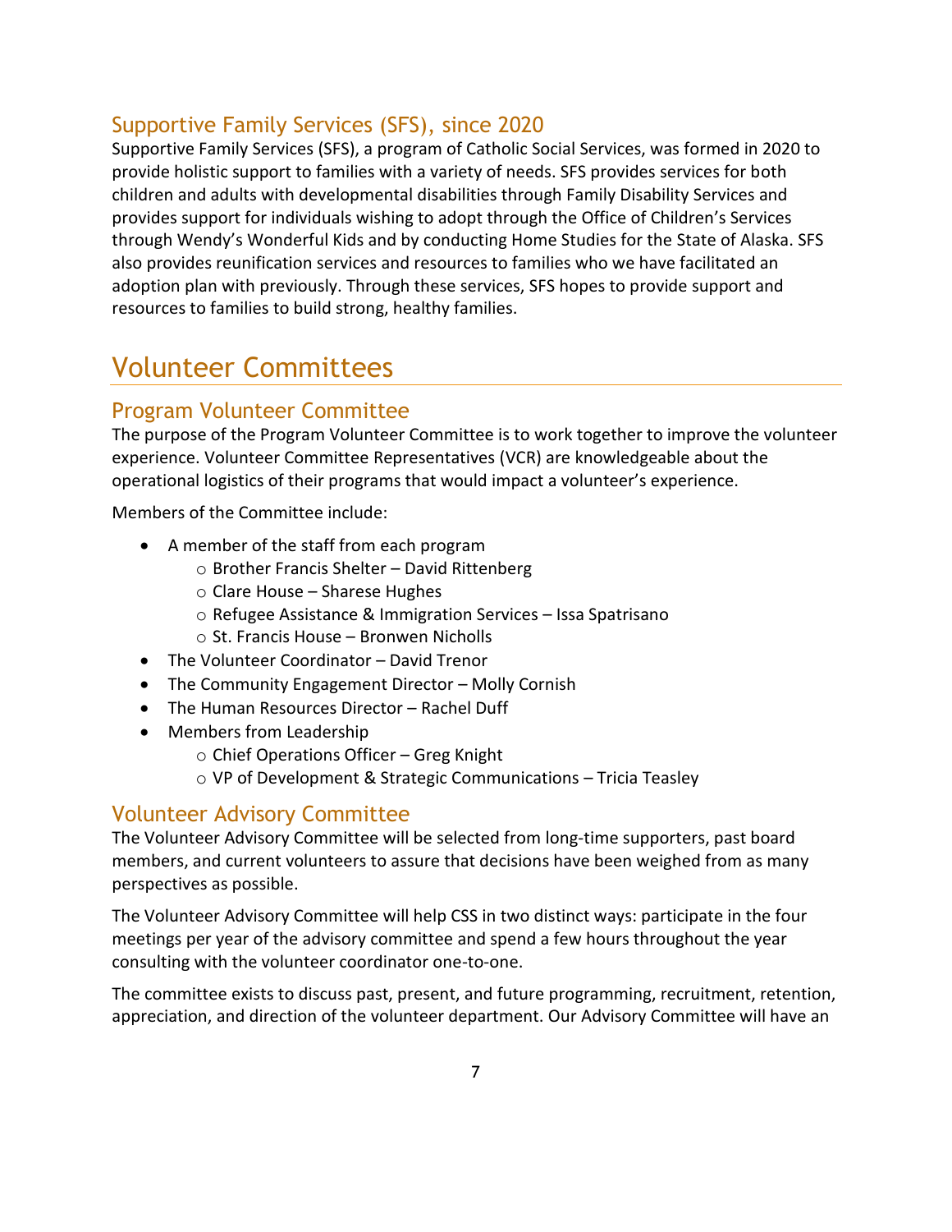## Supportive Family Services (SFS), since 2020

Supportive Family Services (SFS), a program of Catholic Social Services, was formed in 2020 to provide holistic support to families with a variety of needs. SFS provides services for both children and adults with developmental disabilities through Family Disability Services and provides support for individuals wishing to adopt through the Office of Children's Services through Wendy's Wonderful Kids and by conducting Home Studies for the State of Alaska. SFS also provides reunification services and resources to families who we have facilitated an adoption plan with previously. Through these services, SFS hopes to provide support and resources to families to build strong, healthy families.

# Volunteer Committees

## Program Volunteer Committee

The purpose of the Program Volunteer Committee is to work together to improve the volunteer experience. Volunteer Committee Representatives (VCR) are knowledgeable about the operational logistics of their programs that would impact a volunteer's experience.

Members of the Committee include:

- A member of the staff from each program
  - Brother Francis Shelter – David Rittenberg
  - Clare House – Sharese Hughes
  - Refugee Assistance & Immigration Services – Issa Spatrisano
  - St. Francis House – Bronwen Nicholls
- The Volunteer Coordinator – David Trenor
- The Community Engagement Director – Molly Cornish
- The Human Resources Director – Rachel Duff
- Members from Leadership
  - Chief Operations Officer – Greg Knight
  - VP of Development & Strategic Communications – Tricia Teasley

## Volunteer Advisory Committee

The Volunteer Advisory Committee will be selected from long-time supporters, past board members, and current volunteers to assure that decisions have been weighed from as many perspectives as possible.

The Volunteer Advisory Committee will help CSS in two distinct ways: participate in the four meetings per year of the advisory committee and spend a few hours throughout the year consulting with the volunteer coordinator one-to-one.

The committee exists to discuss past, present, and future programming, recruitment, retention, appreciation, and direction of the volunteer department. Our Advisory Committee will have an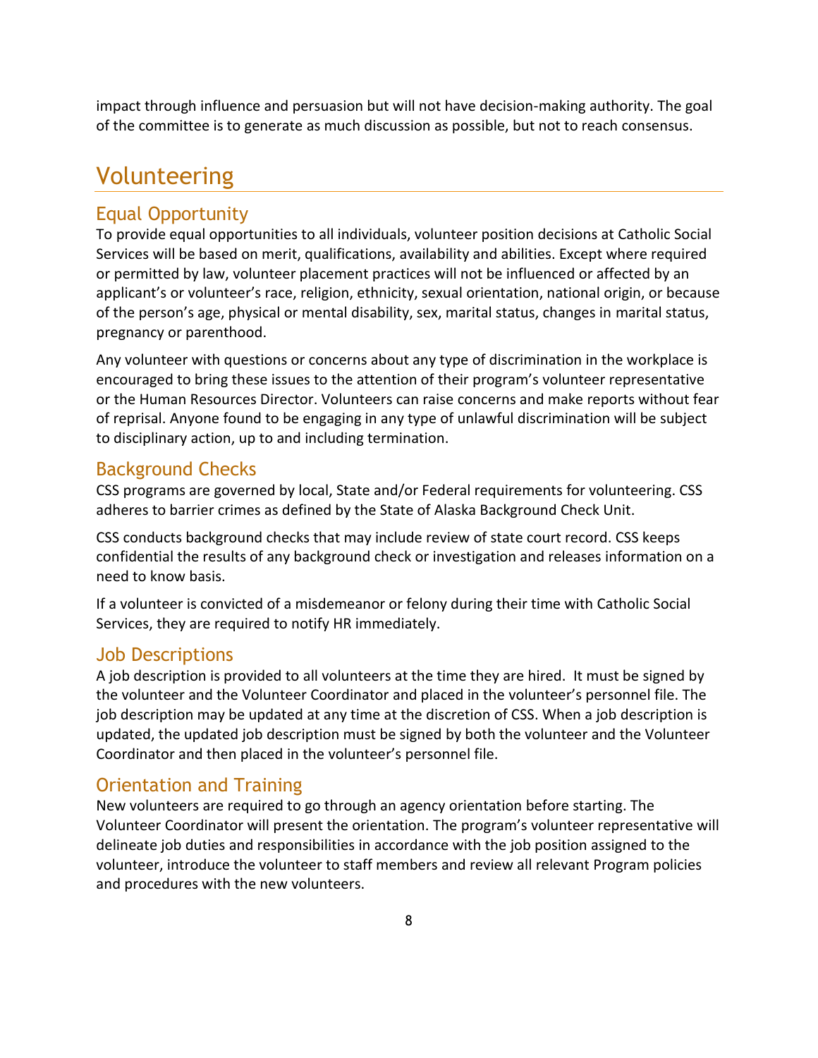impact through influence and persuasion but will not have decision-making authority. The goal of the committee is to generate as much discussion as possible, but not to reach consensus.

# Volunteering

## Equal Opportunity

To provide equal opportunities to all individuals, volunteer position decisions at Catholic Social Services will be based on merit, qualifications, availability and abilities. Except where required or permitted by law, volunteer placement practices will not be influenced or affected by an applicant's or volunteer's race, religion, ethnicity, sexual orientation, national origin, or because of the person's age, physical or mental disability, sex, marital status, changes in marital status, pregnancy or parenthood.

Any volunteer with questions or concerns about any type of discrimination in the workplace is encouraged to bring these issues to the attention of their program's volunteer representative or the Human Resources Director. Volunteers can raise concerns and make reports without fear of reprisal. Anyone found to be engaging in any type of unlawful discrimination will be subject to disciplinary action, up to and including termination.

## Background Checks

CSS programs are governed by local, State and/or Federal requirements for volunteering. CSS adheres to barrier crimes as defined by the State of Alaska Background Check Unit.

CSS conducts background checks that may include review of state court record. CSS keeps confidential the results of any background check or investigation and releases information on a need to know basis.

If a volunteer is convicted of a misdemeanor or felony during their time with Catholic Social Services, they are required to notify HR immediately.

## Job Descriptions

A job description is provided to all volunteers at the time they are hired. It must be signed by the volunteer and the Volunteer Coordinator and placed in the volunteer's personnel file. The job description may be updated at any time at the discretion of CSS. When a job description is updated, the updated job description must be signed by both the volunteer and the Volunteer Coordinator and then placed in the volunteer's personnel file.

## Orientation and Training

New volunteers are required to go through an agency orientation before starting. The Volunteer Coordinator will present the orientation. The program's volunteer representative will delineate job duties and responsibilities in accordance with the job position assigned to the volunteer, introduce the volunteer to staff members and review all relevant Program policies and procedures with the new volunteers.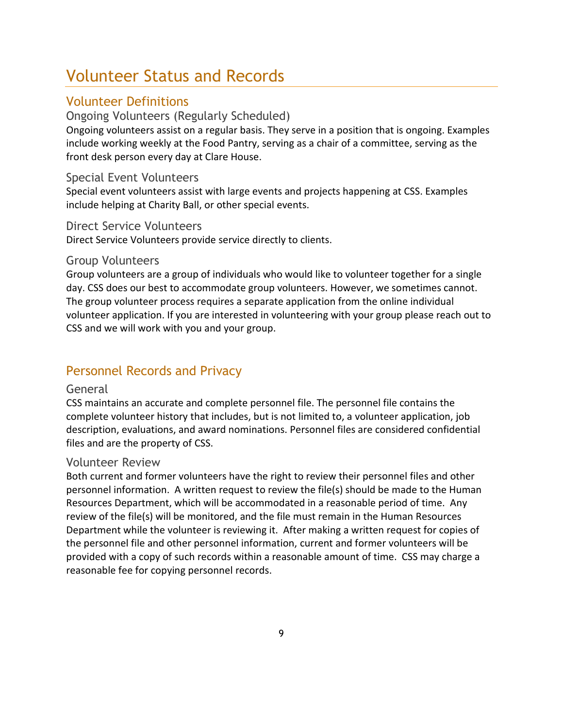# Volunteer Status and Records

## Volunteer Definitions

### Ongoing Volunteers (Regularly Scheduled)

Ongoing volunteers assist on a regular basis. They serve in a position that is ongoing. Examples include working weekly at the Food Pantry, serving as a chair of a committee, serving as the front desk person every day at Clare House.

### Special Event Volunteers

Special event volunteers assist with large events and projects happening at CSS. Examples include helping at Charity Ball, or other special events.

### Direct Service Volunteers

Direct Service Volunteers provide service directly to clients.

### Group Volunteers

Group volunteers are a group of individuals who would like to volunteer together for a single day. CSS does our best to accommodate group volunteers. However, we sometimes cannot. The group volunteer process requires a separate application from the online individual volunteer application. If you are interested in volunteering with your group please reach out to CSS and we will work with you and your group.

## Personnel Records and Privacy

### General

CSS maintains an accurate and complete personnel file. The personnel file contains the complete volunteer history that includes, but is not limited to, a volunteer application, job description, evaluations, and award nominations. Personnel files are considered confidential files and are the property of CSS.

### Volunteer Review

Both current and former volunteers have the right to review their personnel files and other personnel information. A written request to review the file(s) should be made to the Human Resources Department, which will be accommodated in a reasonable period of time. Any review of the file(s) will be monitored, and the file must remain in the Human Resources Department while the volunteer is reviewing it. After making a written request for copies of the personnel file and other personnel information, current and former volunteers will be provided with a copy of such records within a reasonable amount of time. CSS may charge a reasonable fee for copying personnel records.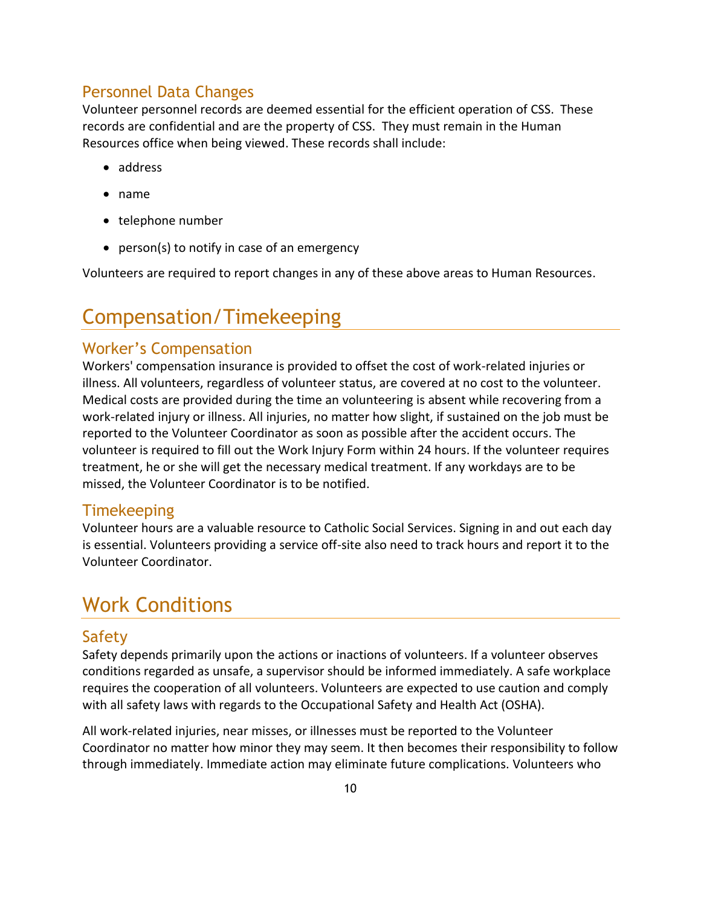### Personnel Data Changes

Volunteer personnel records are deemed essential for the efficient operation of CSS. These records are confidential and are the property of CSS. They must remain in the Human Resources office when being viewed. These records shall include:

- address
- name
- telephone number
- person(s) to notify in case of an emergency

Volunteers are required to report changes in any of these above areas to Human Resources.

## Compensation/Timekeeping

### Worker's Compensation

Workers' compensation insurance is provided to offset the cost of work-related injuries or illness. All volunteers, regardless of volunteer status, are covered at no cost to the volunteer. Medical costs are provided during the time an volunteering is absent while recovering from a work-related injury or illness. All injuries, no matter how slight, if sustained on the job must be reported to the Volunteer Coordinator as soon as possible after the accident occurs. The volunteer is required to fill out the Work Injury Form within 24 hours. If the volunteer requires treatment, he or she will get the necessary medical treatment. If any workdays are to be missed, the Volunteer Coordinator is to be notified.

### Timekeeping

Volunteer hours are a valuable resource to Catholic Social Services. Signing in and out each day is essential. Volunteers providing a service off-site also need to track hours and report it to the Volunteer Coordinator.

## Work Conditions

### Safety

Safety depends primarily upon the actions or inactions of volunteers. If a volunteer observes conditions regarded as unsafe, a supervisor should be informed immediately. A safe workplace requires the cooperation of all volunteers. Volunteers are expected to use caution and comply with all safety laws with regards to the Occupational Safety and Health Act (OSHA).

All work-related injuries, near misses, or illnesses must be reported to the Volunteer Coordinator no matter how minor they may seem. It then becomes their responsibility to follow through immediately. Immediate action may eliminate future complications. Volunteers who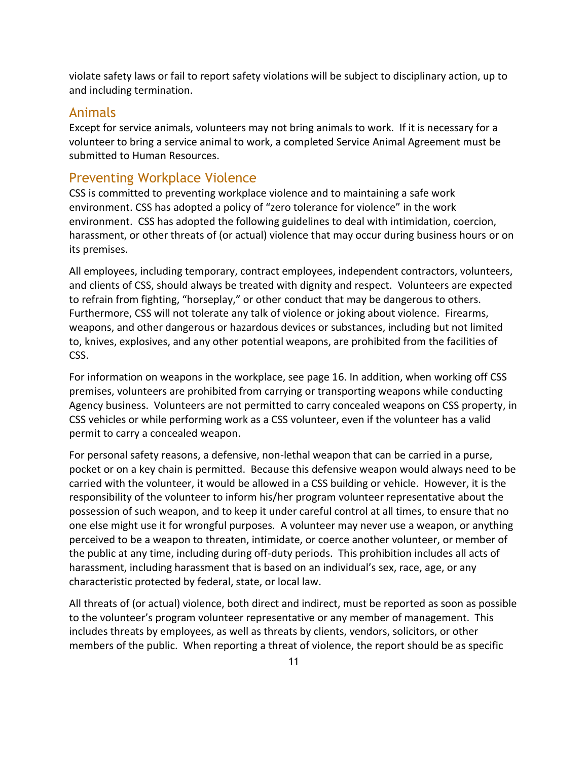violate safety laws or fail to report safety violations will be subject to disciplinary action, up to and including termination.

## Animals

Except for service animals, volunteers may not bring animals to work. If it is necessary for a volunteer to bring a service animal to work, a completed Service Animal Agreement must be submitted to Human Resources.

## Preventing Workplace Violence

CSS is committed to preventing workplace violence and to maintaining a safe work environment. CSS has adopted a policy of "zero tolerance for violence" in the work environment. CSS has adopted the following guidelines to deal with intimidation, coercion, harassment, or other threats of (or actual) violence that may occur during business hours or on its premises.

All employees, including temporary, contract employees, independent contractors, volunteers, and clients of CSS, should always be treated with dignity and respect. Volunteers are expected to refrain from fighting, "horseplay," or other conduct that may be dangerous to others. Furthermore, CSS will not tolerate any talk of violence or joking about violence. Firearms, weapons, and other dangerous or hazardous devices or substances, including but not limited to, knives, explosives, and any other potential weapons, are prohibited from the facilities of CSS.

For information on weapons in the workplace, see page 16. In addition, when working off CSS premises, volunteers are prohibited from carrying or transporting weapons while conducting Agency business. Volunteers are not permitted to carry concealed weapons on CSS property, in CSS vehicles or while performing work as a CSS volunteer, even if the volunteer has a valid permit to carry a concealed weapon.

For personal safety reasons, a defensive, non-lethal weapon that can be carried in a purse, pocket or on a key chain is permitted. Because this defensive weapon would always need to be carried with the volunteer, it would be allowed in a CSS building or vehicle. However, it is the responsibility of the volunteer to inform his/her program volunteer representative about the possession of such weapon, and to keep it under careful control at all times, to ensure that no one else might use it for wrongful purposes. A volunteer may never use a weapon, or anything perceived to be a weapon to threaten, intimidate, or coerce another volunteer, or member of the public at any time, including during off-duty periods. This prohibition includes all acts of harassment, including harassment that is based on an individual's sex, race, age, or any characteristic protected by federal, state, or local law.

All threats of (or actual) violence, both direct and indirect, must be reported as soon as possible to the volunteer's program volunteer representative or any member of management. This includes threats by employees, as well as threats by clients, vendors, solicitors, or other members of the public. When reporting a threat of violence, the report should be as specific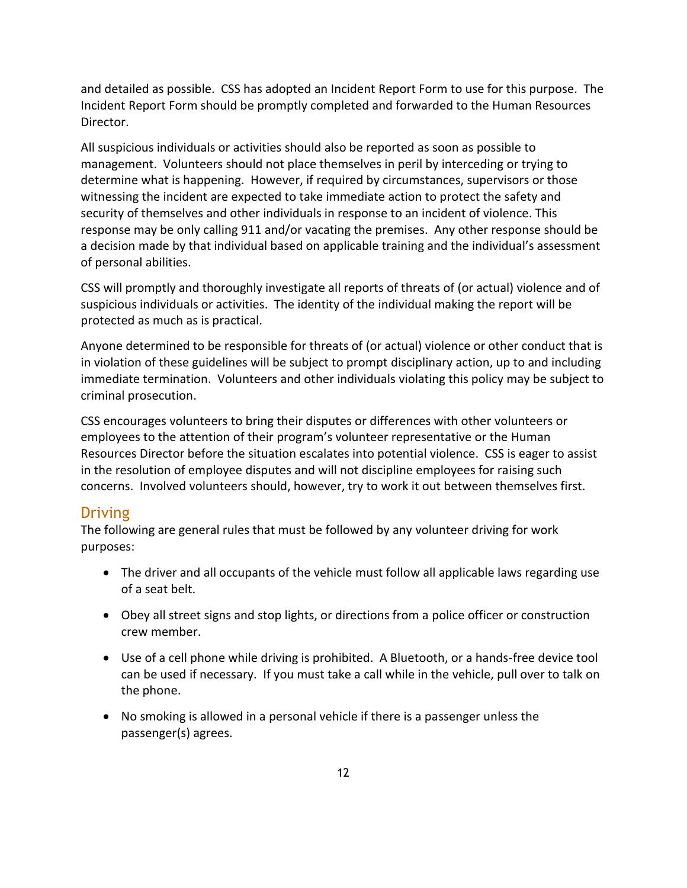and detailed as possible. CSS has adopted an Incident Report Form to use for this purpose. The Incident Report Form should be promptly completed and forwarded to the Human Resources Director.

All suspicious individuals or activities should also be reported as soon as possible to management. Volunteers should not place themselves in peril by interceding or trying to determine what is happening. However, if required by circumstances, supervisors or those witnessing the incident are expected to take immediate action to protect the safety and security of themselves and other individuals in response to an incident of violence. This response may be only calling 911 and/or vacating the premises. Any other response should be a decision made by that individual based on applicable training and the individual's assessment of personal abilities.

CSS will promptly and thoroughly investigate all reports of threats of (or actual) violence and of suspicious individuals or activities. The identity of the individual making the report will be protected as much as is practical.

Anyone determined to be responsible for threats of (or actual) violence or other conduct that is in violation of these guidelines will be subject to prompt disciplinary action, up to and including immediate termination. Volunteers and other individuals violating this policy may be subject to criminal prosecution.

CSS encourages volunteers to bring their disputes or differences with other volunteers or employees to the attention of their program's volunteer representative or the Human Resources Director before the situation escalates into potential violence. CSS is eager to assist in the resolution of employee disputes and will not discipline employees for raising such concerns. Involved volunteers should, however, try to work it out between themselves first.

## Driving

The following are general rules that must be followed by any volunteer driving for work purposes:

- The driver and all occupants of the vehicle must follow all applicable laws regarding use of a seat belt.
- Obey all street signs and stop lights, or directions from a police officer or construction crew member.
- Use of a cell phone while driving is prohibited. A Bluetooth, or a hands-free device tool can be used if necessary. If you must take a call while in the vehicle, pull over to talk on the phone.
- No smoking is allowed in a personal vehicle if there is a passenger unless the passenger(s) agrees.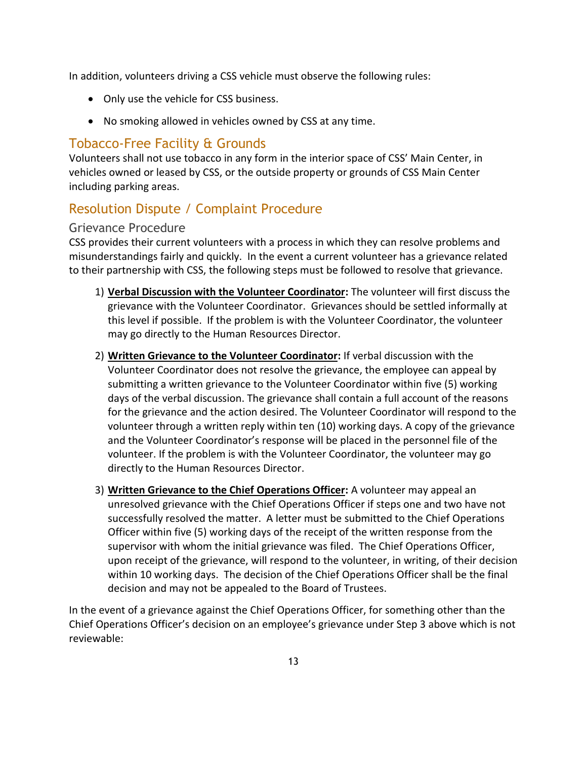In addition, volunteers driving a CSS vehicle must observe the following rules:

- Only use the vehicle for CSS business.
- No smoking allowed in vehicles owned by CSS at any time.

## Tobacco-Free Facility & Grounds

Volunteers shall not use tobacco in any form in the interior space of CSS' Main Center, in vehicles owned or leased by CSS, or the outside property or grounds of CSS Main Center including parking areas.

## Resolution Dispute / Complaint Procedure

### Grievance Procedure

CSS provides their current volunteers with a process in which they can resolve problems and misunderstandings fairly and quickly. In the event a current volunteer has a grievance related to their partnership with CSS, the following steps must be followed to resolve that grievance.

1) **Verbal Discussion with the Volunteer Coordinator:** The volunteer will first discuss the grievance with the Volunteer Coordinator. Grievances should be settled informally at this level if possible. If the problem is with the Volunteer Coordinator, the volunteer may go directly to the Human Resources Director.

2) **Written Grievance to the Volunteer Coordinator:** If verbal discussion with the Volunteer Coordinator does not resolve the grievance, the employee can appeal by submitting a written grievance to the Volunteer Coordinator within five (5) working days of the verbal discussion. The grievance shall contain a full account of the reasons for the grievance and the action desired. The Volunteer Coordinator will respond to the volunteer through a written reply within ten (10) working days. A copy of the grievance and the Volunteer Coordinator's response will be placed in the personnel file of the volunteer. If the problem is with the Volunteer Coordinator, the volunteer may go directly to the Human Resources Director.

3) **Written Grievance to the Chief Operations Officer:** A volunteer may appeal an unresolved grievance with the Chief Operations Officer if steps one and two have not successfully resolved the matter. A letter must be submitted to the Chief Operations Officer within five (5) working days of the receipt of the written response from the supervisor with whom the initial grievance was filed. The Chief Operations Officer, upon receipt of the grievance, will respond to the volunteer, in writing, of their decision within 10 working days. The decision of the Chief Operations Officer shall be the final decision and may not be appealed to the Board of Trustees.

In the event of a grievance against the Chief Operations Officer, for something other than the Chief Operations Officer's decision on an employee's grievance under Step 3 above which is not reviewable: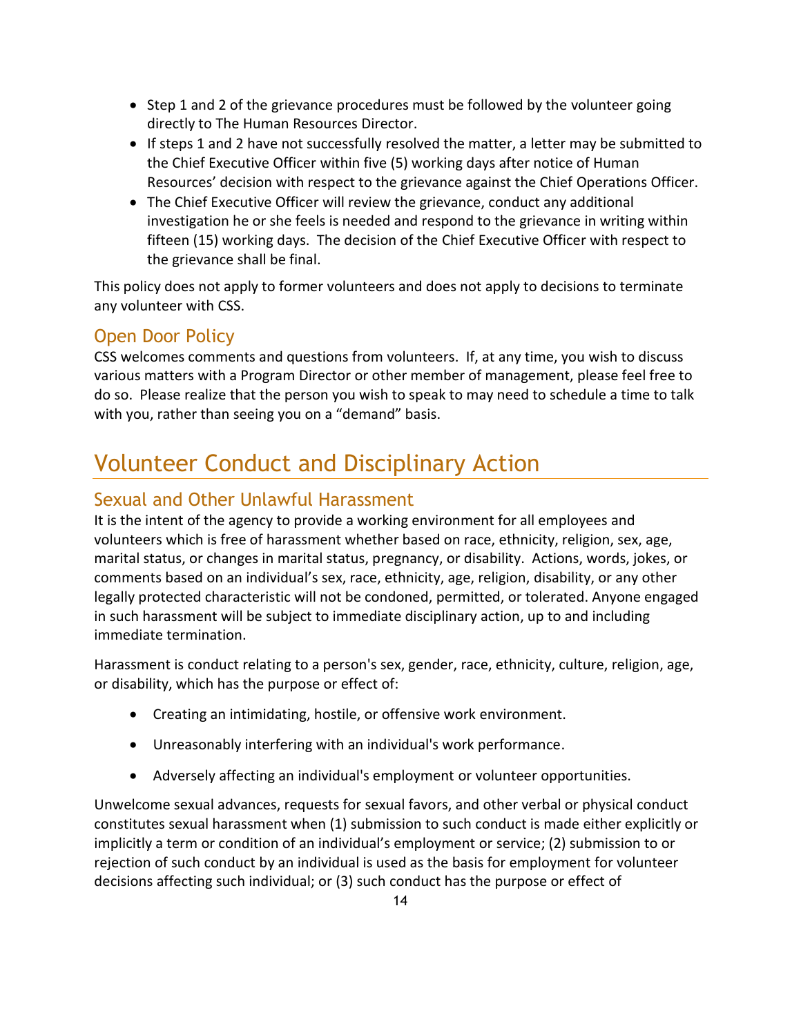- Step 1 and 2 of the grievance procedures must be followed by the volunteer going directly to The Human Resources Director.
- If steps 1 and 2 have not successfully resolved the matter, a letter may be submitted to the Chief Executive Officer within five (5) working days after notice of Human Resources' decision with respect to the grievance against the Chief Operations Officer.
- The Chief Executive Officer will review the grievance, conduct any additional investigation he or she feels is needed and respond to the grievance in writing within fifteen (15) working days. The decision of the Chief Executive Officer with respect to the grievance shall be final.

This policy does not apply to former volunteers and does not apply to decisions to terminate any volunteer with CSS.

## Open Door Policy

CSS welcomes comments and questions from volunteers. If, at any time, you wish to discuss various matters with a Program Director or other member of management, please feel free to do so. Please realize that the person you wish to speak to may need to schedule a time to talk with you, rather than seeing you on a "demand" basis.

# Volunteer Conduct and Disciplinary Action

## Sexual and Other Unlawful Harassment

It is the intent of the agency to provide a working environment for all employees and volunteers which is free of harassment whether based on race, ethnicity, religion, sex, age, marital status, or changes in marital status, pregnancy, or disability. Actions, words, jokes, or comments based on an individual's sex, race, ethnicity, age, religion, disability, or any other legally protected characteristic will not be condoned, permitted, or tolerated. Anyone engaged in such harassment will be subject to immediate disciplinary action, up to and including immediate termination.

Harassment is conduct relating to a person's sex, gender, race, ethnicity, culture, religion, age, or disability, which has the purpose or effect of:

- Creating an intimidating, hostile, or offensive work environment.
- Unreasonably interfering with an individual's work performance.
- Adversely affecting an individual's employment or volunteer opportunities.

Unwelcome sexual advances, requests for sexual favors, and other verbal or physical conduct constitutes sexual harassment when (1) submission to such conduct is made either explicitly or implicitly a term or condition of an individual's employment or service; (2) submission to or rejection of such conduct by an individual is used as the basis for employment for volunteer decisions affecting such individual; or (3) such conduct has the purpose or effect of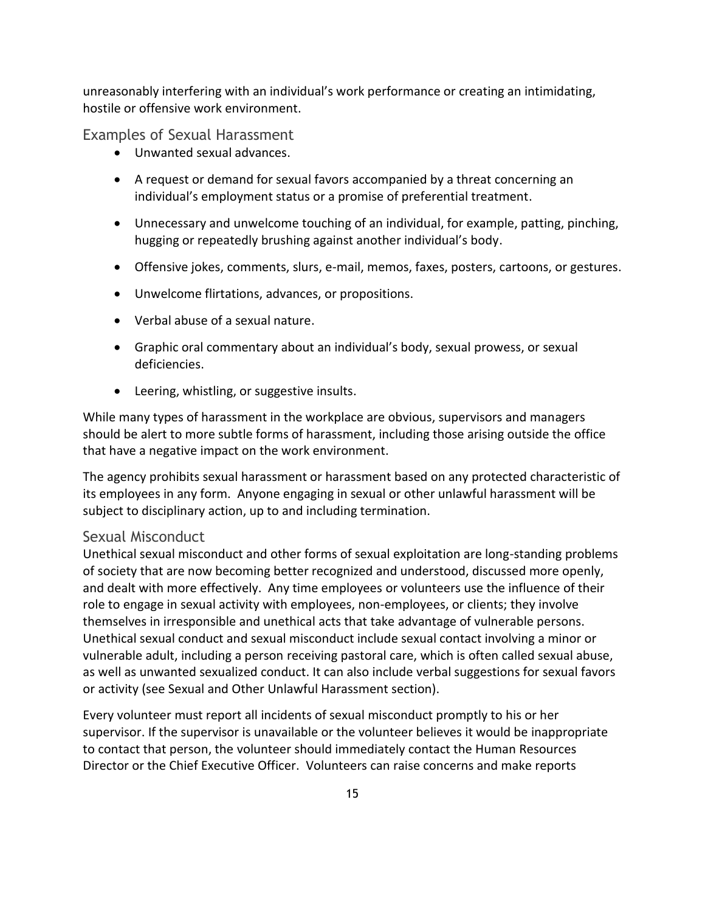unreasonably interfering with an individual's work performance or creating an intimidating, hostile or offensive work environment.

## Examples of Sexual Harassment

- Unwanted sexual advances.
- A request or demand for sexual favors accompanied by a threat concerning an individual's employment status or a promise of preferential treatment.
- Unnecessary and unwelcome touching of an individual, for example, patting, pinching, hugging or repeatedly brushing against another individual's body.
- Offensive jokes, comments, slurs, e-mail, memos, faxes, posters, cartoons, or gestures.
- Unwelcome flirtations, advances, or propositions.
- Verbal abuse of a sexual nature.
- Graphic oral commentary about an individual's body, sexual prowess, or sexual deficiencies.
- Leering, whistling, or suggestive insults.

While many types of harassment in the workplace are obvious, supervisors and managers should be alert to more subtle forms of harassment, including those arising outside the office that have a negative impact on the work environment.

The agency prohibits sexual harassment or harassment based on any protected characteristic of its employees in any form. Anyone engaging in sexual or other unlawful harassment will be subject to disciplinary action, up to and including termination.

## Sexual Misconduct

Unethical sexual misconduct and other forms of sexual exploitation are long-standing problems of society that are now becoming better recognized and understood, discussed more openly, and dealt with more effectively. Any time employees or volunteers use the influence of their role to engage in sexual activity with employees, non-employees, or clients; they involve themselves in irresponsible and unethical acts that take advantage of vulnerable persons. Unethical sexual conduct and sexual misconduct include sexual contact involving a minor or vulnerable adult, including a person receiving pastoral care, which is often called sexual abuse, as well as unwanted sexualized conduct. It can also include verbal suggestions for sexual favors or activity (see Sexual and Other Unlawful Harassment section).

Every volunteer must report all incidents of sexual misconduct promptly to his or her supervisor. If the supervisor is unavailable or the volunteer believes it would be inappropriate to contact that person, the volunteer should immediately contact the Human Resources Director or the Chief Executive Officer. Volunteers can raise concerns and make reports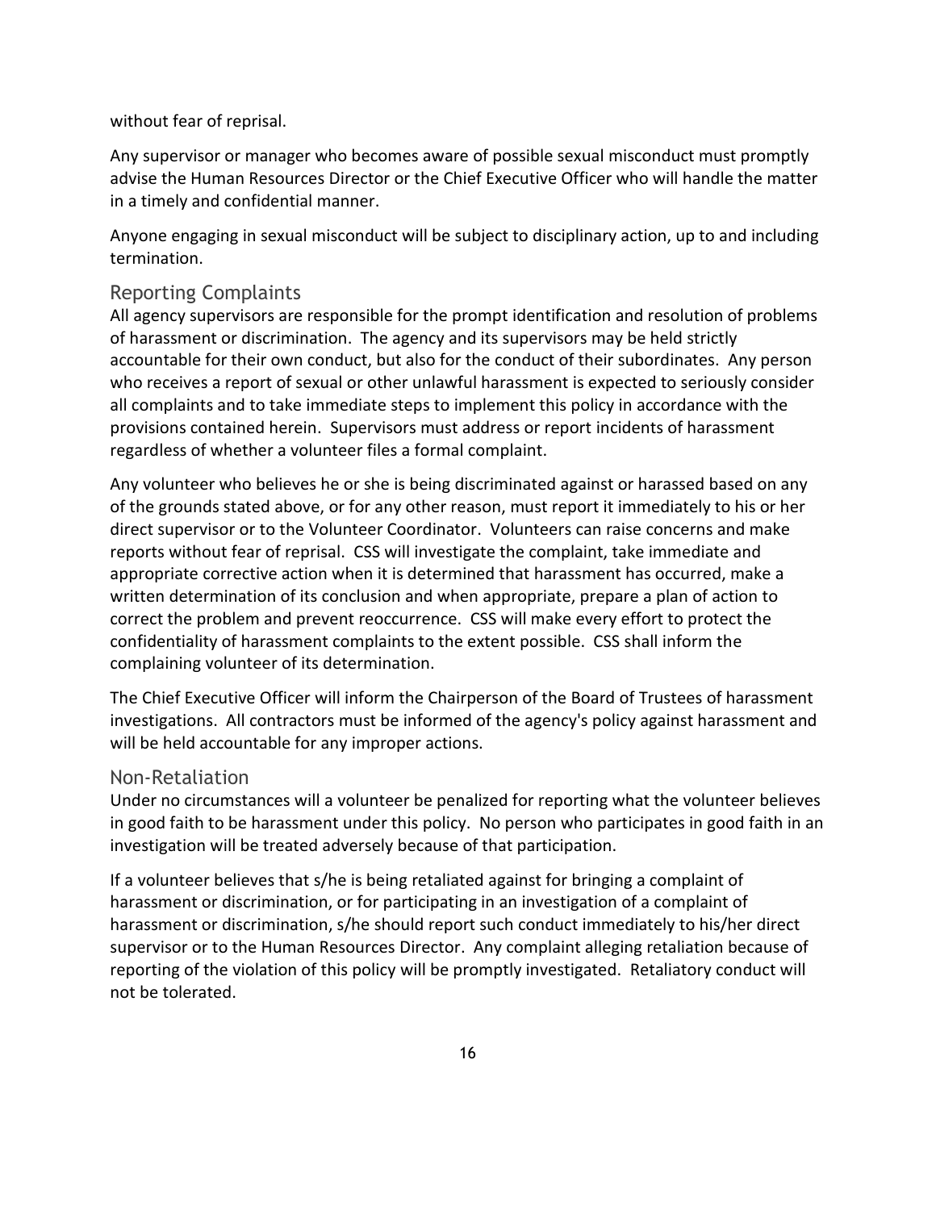without fear of reprisal.

Any supervisor or manager who becomes aware of possible sexual misconduct must promptly advise the Human Resources Director or the Chief Executive Officer who will handle the matter in a timely and confidential manner.

Anyone engaging in sexual misconduct will be subject to disciplinary action, up to and including termination.

## Reporting Complaints

All agency supervisors are responsible for the prompt identification and resolution of problems of harassment or discrimination. The agency and its supervisors may be held strictly accountable for their own conduct, but also for the conduct of their subordinates. Any person who receives a report of sexual or other unlawful harassment is expected to seriously consider all complaints and to take immediate steps to implement this policy in accordance with the provisions contained herein. Supervisors must address or report incidents of harassment regardless of whether a volunteer files a formal complaint.

Any volunteer who believes he or she is being discriminated against or harassed based on any of the grounds stated above, or for any other reason, must report it immediately to his or her direct supervisor or to the Volunteer Coordinator. Volunteers can raise concerns and make reports without fear of reprisal. CSS will investigate the complaint, take immediate and appropriate corrective action when it is determined that harassment has occurred, make a written determination of its conclusion and when appropriate, prepare a plan of action to correct the problem and prevent reoccurrence. CSS will make every effort to protect the confidentiality of harassment complaints to the extent possible. CSS shall inform the complaining volunteer of its determination.

The Chief Executive Officer will inform the Chairperson of the Board of Trustees of harassment investigations. All contractors must be informed of the agency's policy against harassment and will be held accountable for any improper actions.

## Non-Retaliation

Under no circumstances will a volunteer be penalized for reporting what the volunteer believes in good faith to be harassment under this policy. No person who participates in good faith in an investigation will be treated adversely because of that participation.

If a volunteer believes that s/he is being retaliated against for bringing a complaint of harassment or discrimination, or for participating in an investigation of a complaint of harassment or discrimination, s/he should report such conduct immediately to his/her direct supervisor or to the Human Resources Director. Any complaint alleging retaliation because of reporting of the violation of this policy will be promptly investigated. Retaliatory conduct will not be tolerated.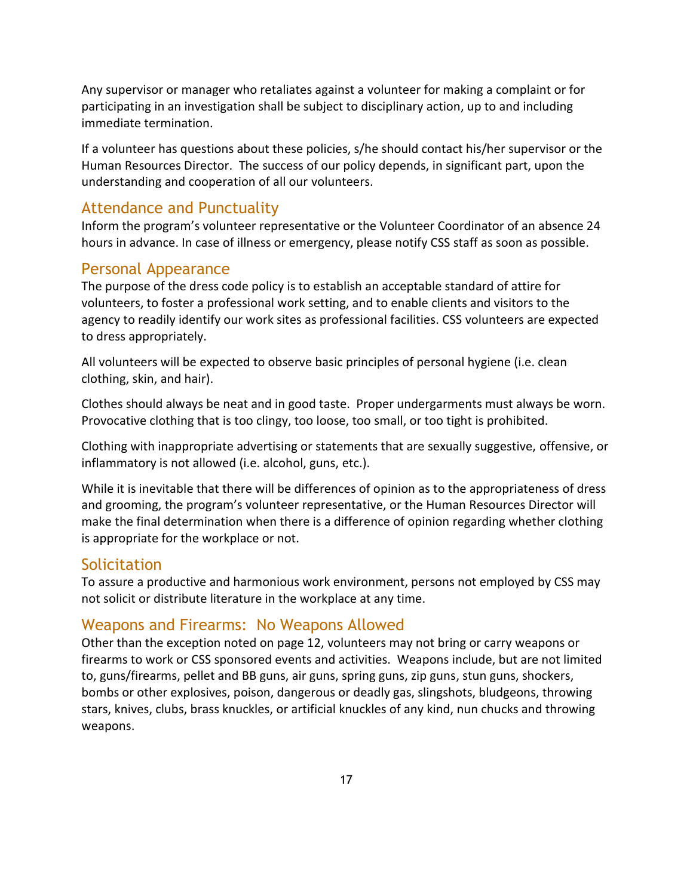Any supervisor or manager who retaliates against a volunteer for making a complaint or for participating in an investigation shall be subject to disciplinary action, up to and including immediate termination.

If a volunteer has questions about these policies, s/he should contact his/her supervisor or the Human Resources Director. The success of our policy depends, in significant part, upon the understanding and cooperation of all our volunteers.

## Attendance and Punctuality

Inform the program's volunteer representative or the Volunteer Coordinator of an absence 24 hours in advance. In case of illness or emergency, please notify CSS staff as soon as possible.

## Personal Appearance

The purpose of the dress code policy is to establish an acceptable standard of attire for volunteers, to foster a professional work setting, and to enable clients and visitors to the agency to readily identify our work sites as professional facilities. CSS volunteers are expected to dress appropriately.

All volunteers will be expected to observe basic principles of personal hygiene (i.e. clean clothing, skin, and hair).

Clothes should always be neat and in good taste. Proper undergarments must always be worn. Provocative clothing that is too clingy, too loose, too small, or too tight is prohibited.

Clothing with inappropriate advertising or statements that are sexually suggestive, offensive, or inflammatory is not allowed (i.e. alcohol, guns, etc.).

While it is inevitable that there will be differences of opinion as to the appropriateness of dress and grooming, the program's volunteer representative, or the Human Resources Director will make the final determination when there is a difference of opinion regarding whether clothing is appropriate for the workplace or not.

## Solicitation

To assure a productive and harmonious work environment, persons not employed by CSS may not solicit or distribute literature in the workplace at any time.

## Weapons and Firearms: No Weapons Allowed

Other than the exception noted on page 12, volunteers may not bring or carry weapons or firearms to work or CSS sponsored events and activities. Weapons include, but are not limited to, guns/firearms, pellet and BB guns, air guns, spring guns, zip guns, stun guns, shockers, bombs or other explosives, poison, dangerous or deadly gas, slingshots, bludgeons, throwing stars, knives, clubs, brass knuckles, or artificial knuckles of any kind, nun chucks and throwing weapons.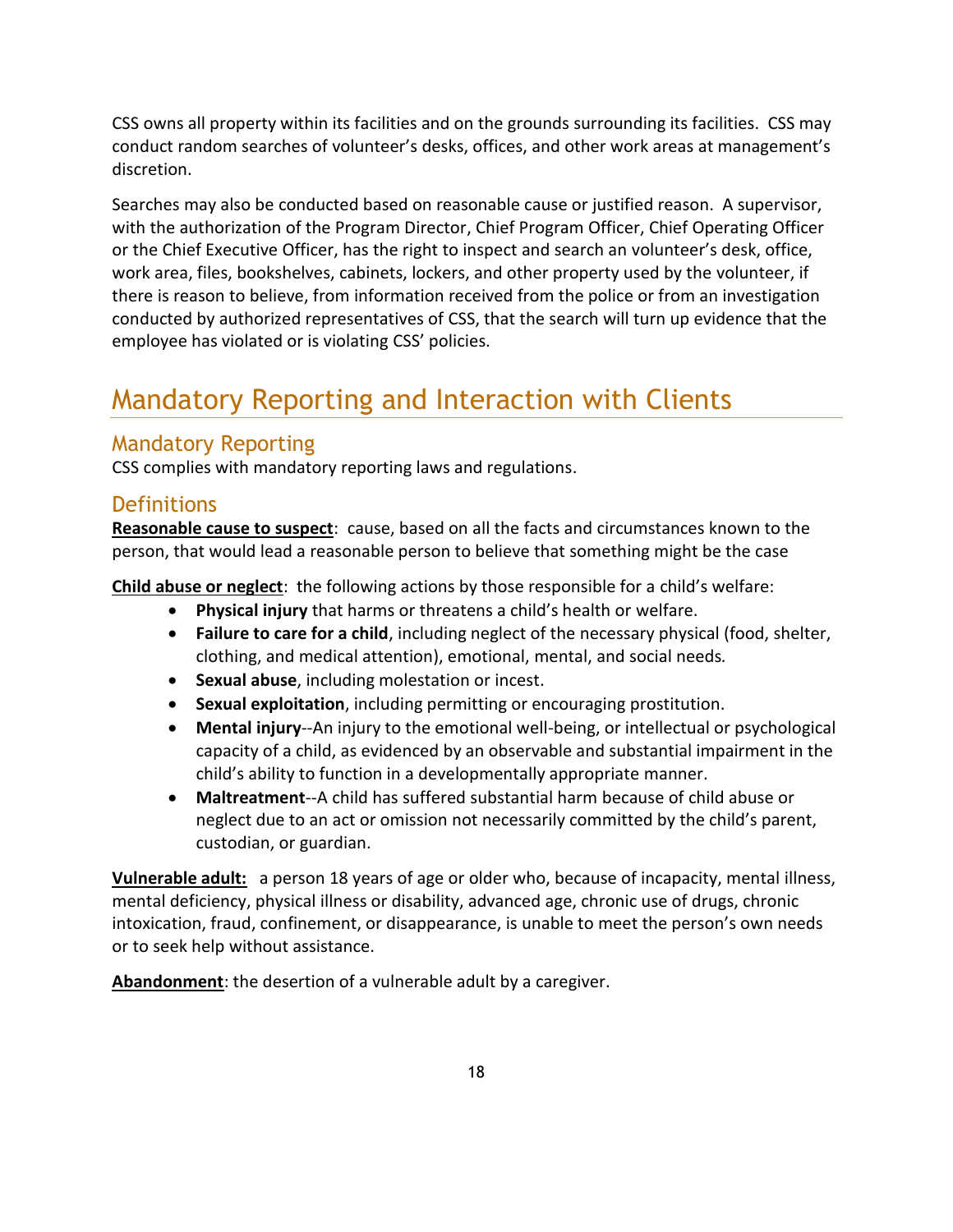CSS owns all property within its facilities and on the grounds surrounding its facilities. CSS may conduct random searches of volunteer's desks, offices, and other work areas at management's discretion.

Searches may also be conducted based on reasonable cause or justified reason. A supervisor, with the authorization of the Program Director, Chief Program Officer, Chief Operating Officer or the Chief Executive Officer, has the right to inspect and search an volunteer's desk, office, work area, files, bookshelves, cabinets, lockers, and other property used by the volunteer, if there is reason to believe, from information received from the police or from an investigation conducted by authorized representatives of CSS, that the search will turn up evidence that the employee has violated or is violating CSS' policies.

# Mandatory Reporting and Interaction with Clients

## Mandatory Reporting

CSS complies with mandatory reporting laws and regulations.

## Definitions

**Reasonable cause to suspect**: cause, based on all the facts and circumstances known to the person, that would lead a reasonable person to believe that something might be the case

**Child abuse or neglect**: the following actions by those responsible for a child's welfare:

- **Physical injury** that harms or threatens a child's health or welfare.
- **Failure to care for a child**, including neglect of the necessary physical (food, shelter, clothing, and medical attention), emotional, mental, and social needs.
- **Sexual abuse**, including molestation or incest.
- **Sexual exploitation**, including permitting or encouraging prostitution.
- **Mental injury**--An injury to the emotional well-being, or intellectual or psychological capacity of a child, as evidenced by an observable and substantial impairment in the child's ability to function in a developmentally appropriate manner.
- **Maltreatment**--A child has suffered substantial harm because of child abuse or neglect due to an act or omission not necessarily committed by the child's parent, custodian, or guardian.

**Vulnerable adult:** a person 18 years of age or older who, because of incapacity, mental illness, mental deficiency, physical illness or disability, advanced age, chronic use of drugs, chronic intoxication, fraud, confinement, or disappearance, is unable to meet the person's own needs or to seek help without assistance.

**Abandonment**: the desertion of a vulnerable adult by a caregiver.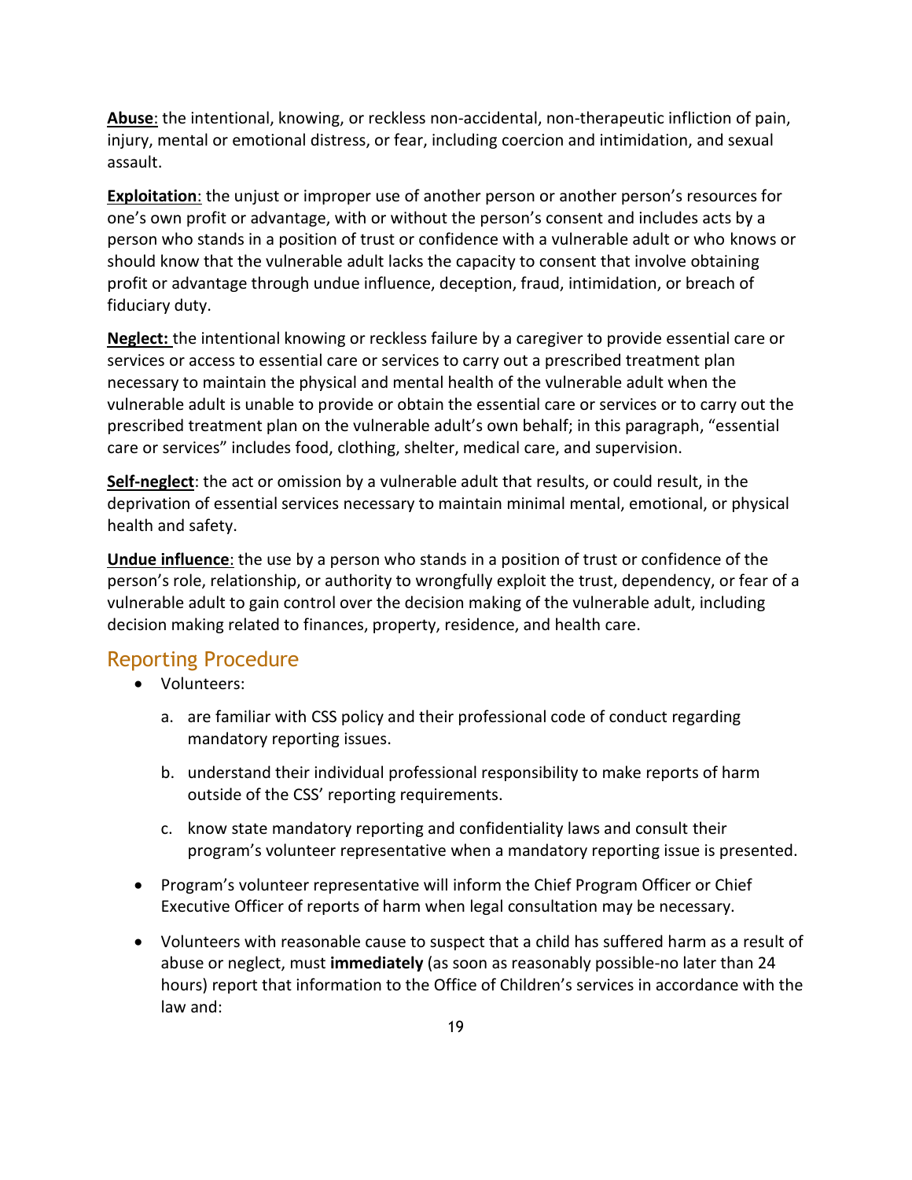**Abuse**: the intentional, knowing, or reckless non-accidental, non-therapeutic infliction of pain, injury, mental or emotional distress, or fear, including coercion and intimidation, and sexual assault.

**Exploitation**: the unjust or improper use of another person or another person's resources for one's own profit or advantage, with or without the person's consent and includes acts by a person who stands in a position of trust or confidence with a vulnerable adult or who knows or should know that the vulnerable adult lacks the capacity to consent that involve obtaining profit or advantage through undue influence, deception, fraud, intimidation, or breach of fiduciary duty.

**Neglect:** the intentional knowing or reckless failure by a caregiver to provide essential care or services or access to essential care or services to carry out a prescribed treatment plan necessary to maintain the physical and mental health of the vulnerable adult when the vulnerable adult is unable to provide or obtain the essential care or services or to carry out the prescribed treatment plan on the vulnerable adult's own behalf; in this paragraph, "essential care or services" includes food, clothing, shelter, medical care, and supervision.

**Self-neglect**: the act or omission by a vulnerable adult that results, or could result, in the deprivation of essential services necessary to maintain minimal mental, emotional, or physical health and safety.

**Undue influence**: the use by a person who stands in a position of trust or confidence of the person's role, relationship, or authority to wrongfully exploit the trust, dependency, or fear of a vulnerable adult to gain control over the decision making of the vulnerable adult, including decision making related to finances, property, residence, and health care.

## Reporting Procedure

- Volunteers:
  a. are familiar with CSS policy and their professional code of conduct regarding mandatory reporting issues.
  b. understand their individual professional responsibility to make reports of harm outside of the CSS' reporting requirements.
  c. know state mandatory reporting and confidentiality laws and consult their program's volunteer representative when a mandatory reporting issue is presented.
- Program's volunteer representative will inform the Chief Program Officer or Chief Executive Officer of reports of harm when legal consultation may be necessary.
- Volunteers with reasonable cause to suspect that a child has suffered harm as a result of abuse or neglect, must **immediately** (as soon as reasonably possible-no later than 24 hours) report that information to the Office of Children's services in accordance with the law and: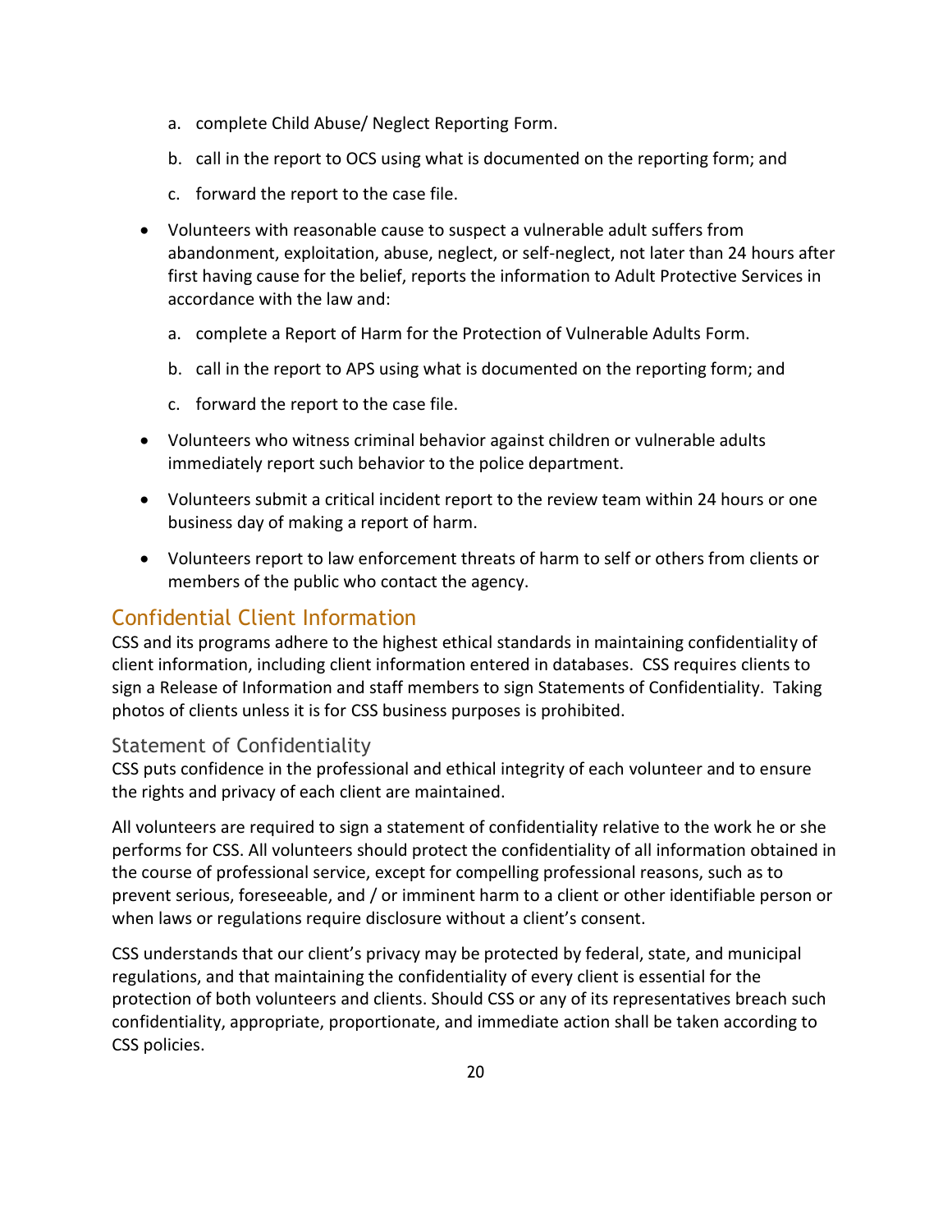a. complete Child Abuse/ Neglect Reporting Form.

   b. call in the report to OCS using what is documented on the reporting form; and

   c. forward the report to the case file.

- Volunteers with reasonable cause to suspect a vulnerable adult suffers from abandonment, exploitation, abuse, neglect, or self-neglect, not later than 24 hours after first having cause for the belief, reports the information to Adult Protective Services in accordance with the law and:

   a. complete a Report of Harm for the Protection of Vulnerable Adults Form.

   b. call in the report to APS using what is documented on the reporting form; and

   c. forward the report to the case file.

- Volunteers who witness criminal behavior against children or vulnerable adults immediately report such behavior to the police department.

- Volunteers submit a critical incident report to the review team within 24 hours or one business day of making a report of harm.

- Volunteers report to law enforcement threats of harm to self or others from clients or members of the public who contact the agency.

## Confidential Client Information

CSS and its programs adhere to the highest ethical standards in maintaining confidentiality of client information, including client information entered in databases. CSS requires clients to sign a Release of Information and staff members to sign Statements of Confidentiality. Taking photos of clients unless it is for CSS business purposes is prohibited.

### Statement of Confidentiality

CSS puts confidence in the professional and ethical integrity of each volunteer and to ensure the rights and privacy of each client are maintained.

All volunteers are required to sign a statement of confidentiality relative to the work he or she performs for CSS. All volunteers should protect the confidentiality of all information obtained in the course of professional service, except for compelling professional reasons, such as to prevent serious, foreseeable, and / or imminent harm to a client or other identifiable person or when laws or regulations require disclosure without a client's consent.

CSS understands that our client's privacy may be protected by federal, state, and municipal regulations, and that maintaining the confidentiality of every client is essential for the protection of both volunteers and clients. Should CSS or any of its representatives breach such confidentiality, appropriate, proportionate, and immediate action shall be taken according to CSS policies.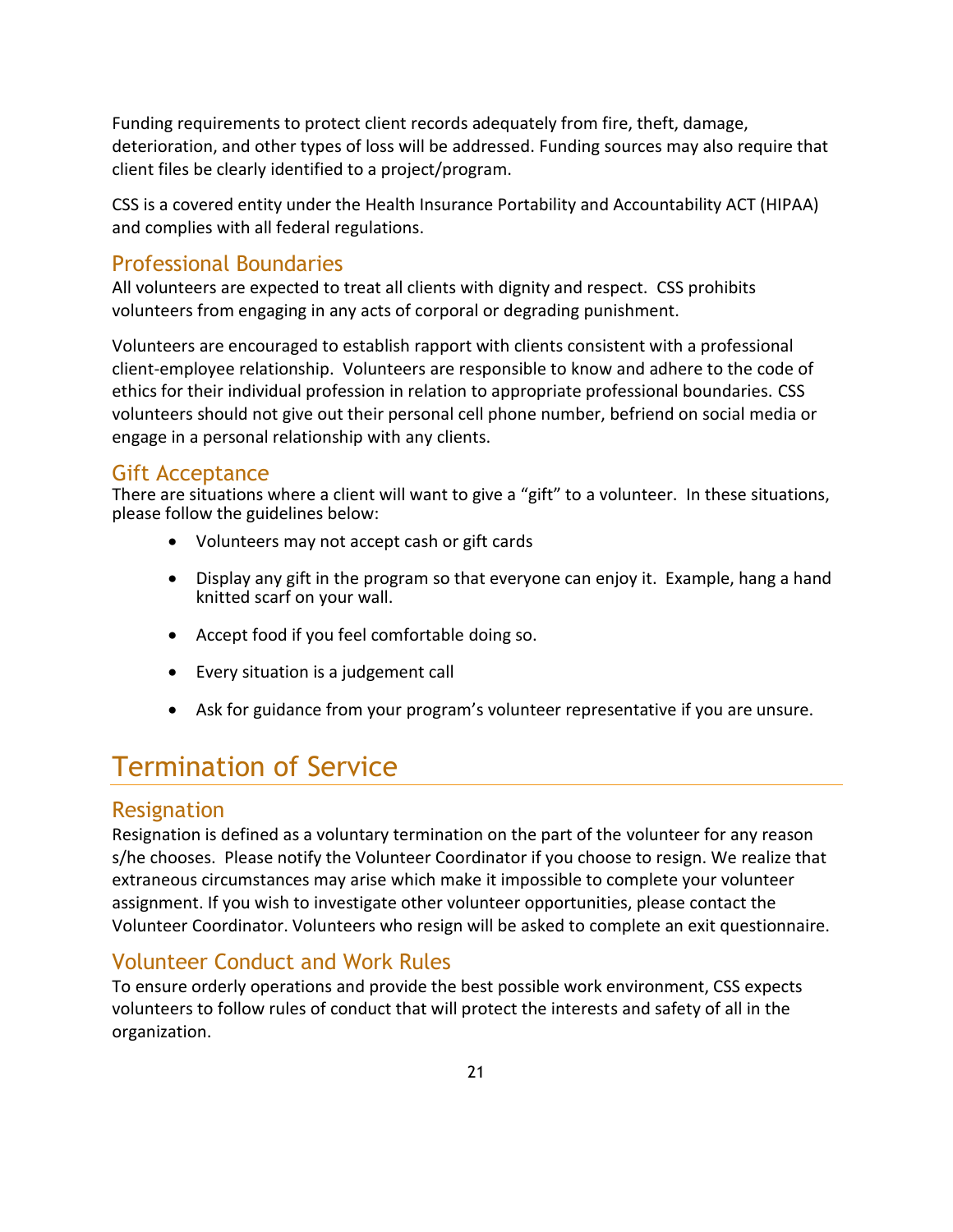Funding requirements to protect client records adequately from fire, theft, damage, deterioration, and other types of loss will be addressed. Funding sources may also require that client files be clearly identified to a project/program.

CSS is a covered entity under the Health Insurance Portability and Accountability ACT (HIPAA) and complies with all federal regulations.

### Professional Boundaries

All volunteers are expected to treat all clients with dignity and respect. CSS prohibits volunteers from engaging in any acts of corporal or degrading punishment.

Volunteers are encouraged to establish rapport with clients consistent with a professional client-employee relationship. Volunteers are responsible to know and adhere to the code of ethics for their individual profession in relation to appropriate professional boundaries. CSS volunteers should not give out their personal cell phone number, befriend on social media or engage in a personal relationship with any clients.

### Gift Acceptance

There are situations where a client will want to give a "gift" to a volunteer. In these situations, please follow the guidelines below:

- Volunteers may not accept cash or gift cards
- Display any gift in the program so that everyone can enjoy it. Example, hang a hand knitted scarf on your wall.
- Accept food if you feel comfortable doing so.
- Every situation is a judgement call
- Ask for guidance from your program's volunteer representative if you are unsure.

## Termination of Service

### Resignation

Resignation is defined as a voluntary termination on the part of the volunteer for any reason s/he chooses. Please notify the Volunteer Coordinator if you choose to resign. We realize that extraneous circumstances may arise which make it impossible to complete your volunteer assignment. If you wish to investigate other volunteer opportunities, please contact the Volunteer Coordinator. Volunteers who resign will be asked to complete an exit questionnaire.

### Volunteer Conduct and Work Rules

To ensure orderly operations and provide the best possible work environment, CSS expects volunteers to follow rules of conduct that will protect the interests and safety of all in the organization.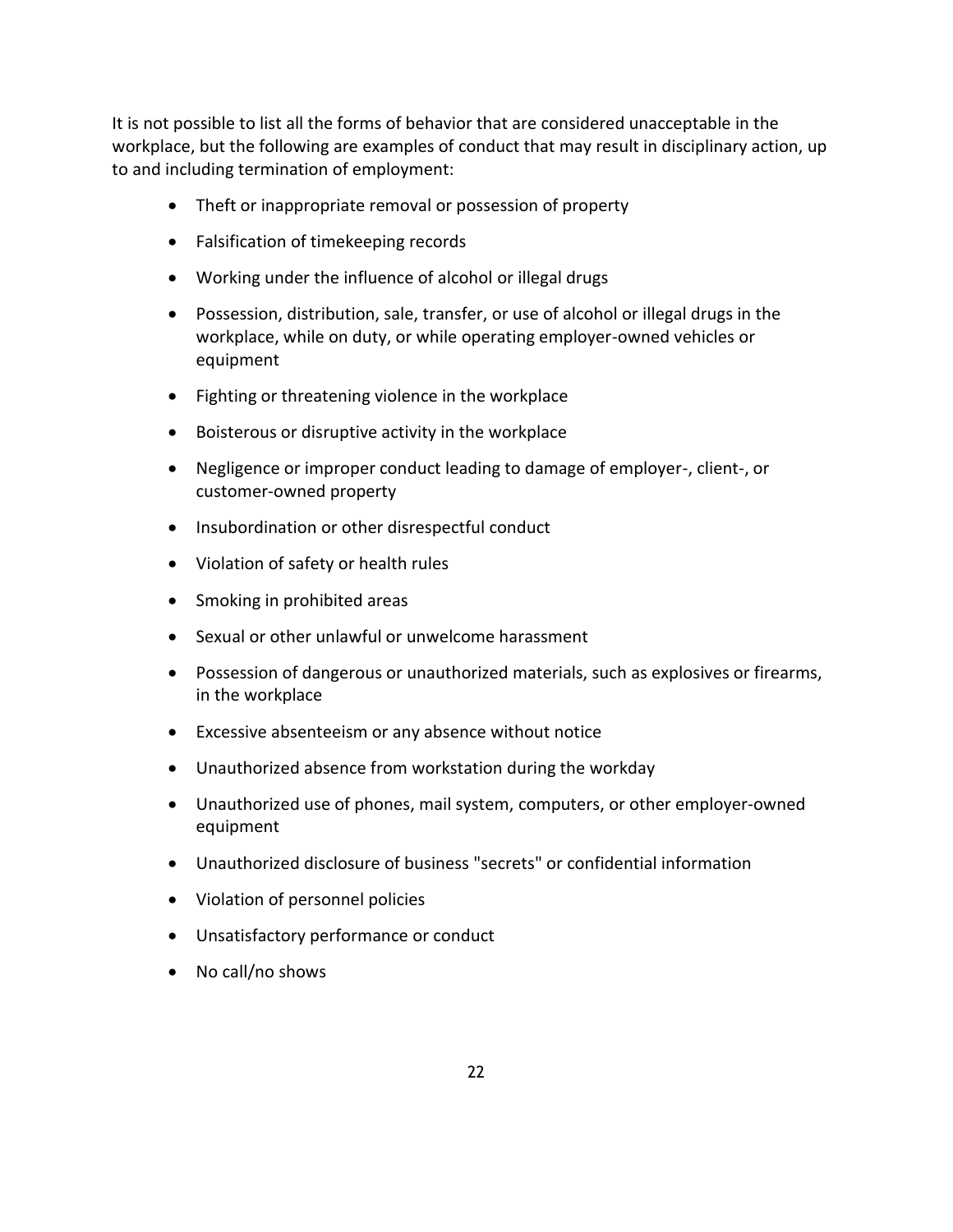It is not possible to list all the forms of behavior that are considered unacceptable in the workplace, but the following are examples of conduct that may result in disciplinary action, up to and including termination of employment:

- Theft or inappropriate removal or possession of property
- Falsification of timekeeping records
- Working under the influence of alcohol or illegal drugs
- Possession, distribution, sale, transfer, or use of alcohol or illegal drugs in the workplace, while on duty, or while operating employer-owned vehicles or equipment
- Fighting or threatening violence in the workplace
- Boisterous or disruptive activity in the workplace
- Negligence or improper conduct leading to damage of employer-, client-, or customer-owned property
- Insubordination or other disrespectful conduct
- Violation of safety or health rules
- Smoking in prohibited areas
- Sexual or other unlawful or unwelcome harassment
- Possession of dangerous or unauthorized materials, such as explosives or firearms, in the workplace
- Excessive absenteeism or any absence without notice
- Unauthorized absence from workstation during the workday
- Unauthorized use of phones, mail system, computers, or other employer-owned equipment
- Unauthorized disclosure of business "secrets" or confidential information
- Violation of personnel policies
- Unsatisfactory performance or conduct
- No call/no shows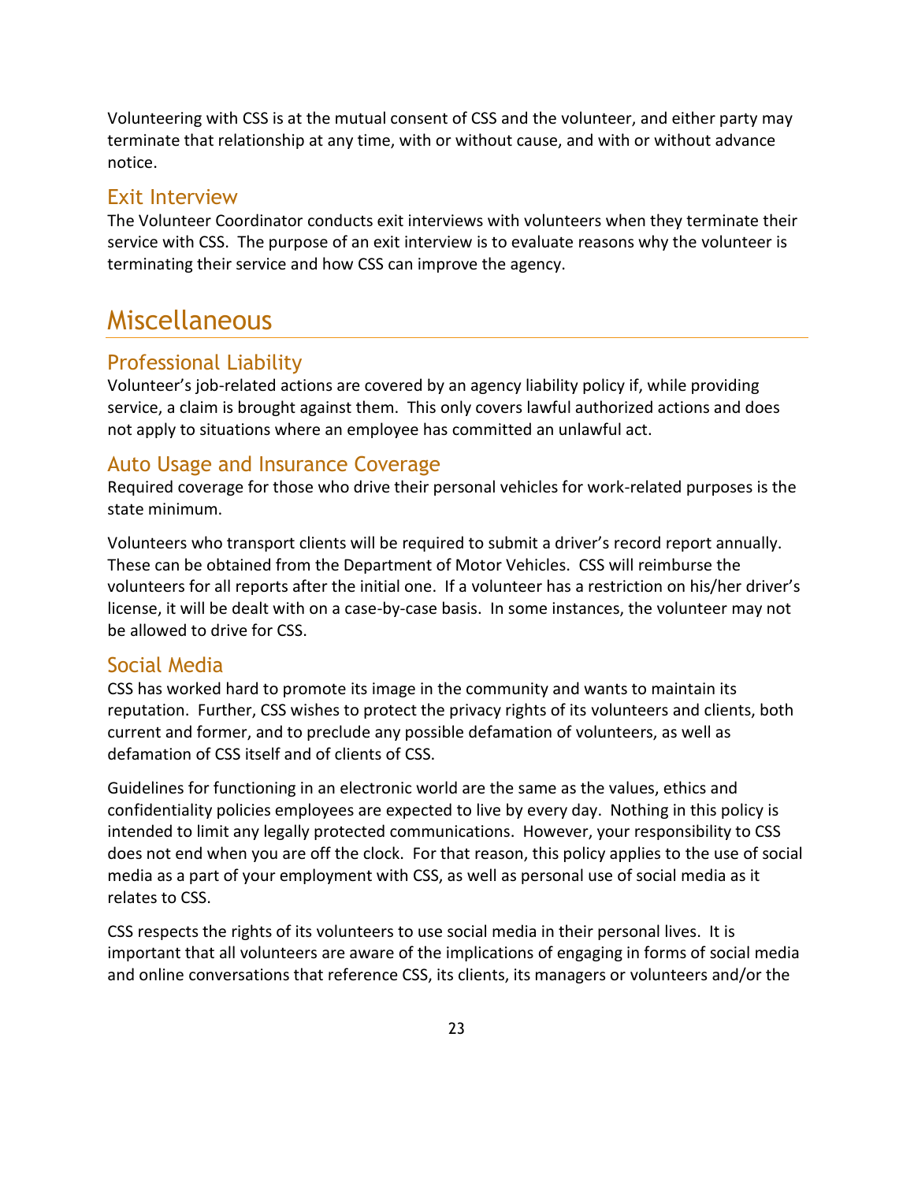Volunteering with CSS is at the mutual consent of CSS and the volunteer, and either party may terminate that relationship at any time, with or without cause, and with or without advance notice.

### Exit Interview

The Volunteer Coordinator conducts exit interviews with volunteers when they terminate their service with CSS. The purpose of an exit interview is to evaluate reasons why the volunteer is terminating their service and how CSS can improve the agency.

## Miscellaneous

### Professional Liability

Volunteer's job-related actions are covered by an agency liability policy if, while providing service, a claim is brought against them. This only covers lawful authorized actions and does not apply to situations where an employee has committed an unlawful act.

### Auto Usage and Insurance Coverage

Required coverage for those who drive their personal vehicles for work-related purposes is the state minimum.

Volunteers who transport clients will be required to submit a driver's record report annually. These can be obtained from the Department of Motor Vehicles. CSS will reimburse the volunteers for all reports after the initial one. If a volunteer has a restriction on his/her driver's license, it will be dealt with on a case-by-case basis. In some instances, the volunteer may not be allowed to drive for CSS.

### Social Media

CSS has worked hard to promote its image in the community and wants to maintain its reputation. Further, CSS wishes to protect the privacy rights of its volunteers and clients, both current and former, and to preclude any possible defamation of volunteers, as well as defamation of CSS itself and of clients of CSS.

Guidelines for functioning in an electronic world are the same as the values, ethics and confidentiality policies employees are expected to live by every day. Nothing in this policy is intended to limit any legally protected communications. However, your responsibility to CSS does not end when you are off the clock. For that reason, this policy applies to the use of social media as a part of your employment with CSS, as well as personal use of social media as it relates to CSS.

CSS respects the rights of its volunteers to use social media in their personal lives. It is important that all volunteers are aware of the implications of engaging in forms of social media and online conversations that reference CSS, its clients, its managers or volunteers and/or the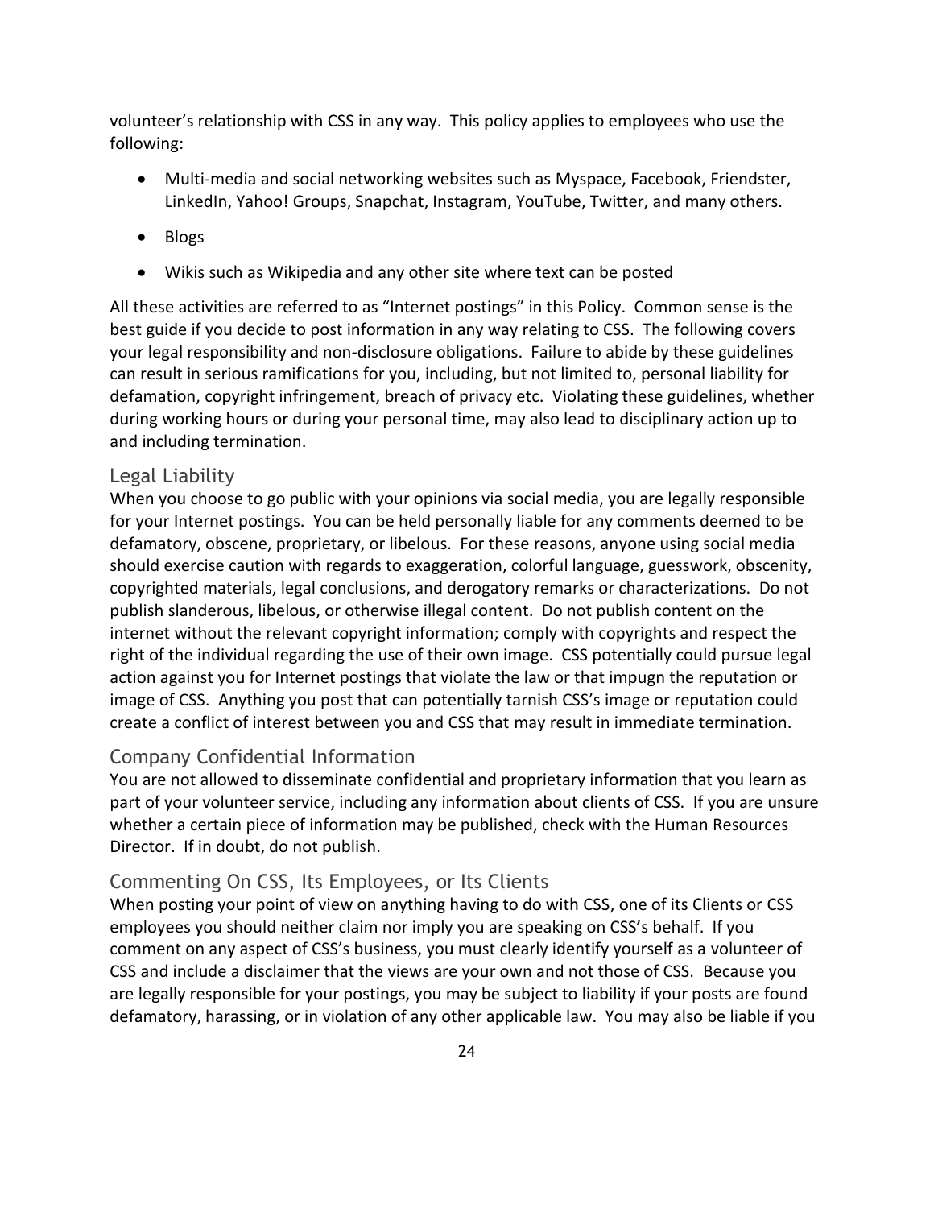volunteer's relationship with CSS in any way. This policy applies to employees who use the following:

- Multi-media and social networking websites such as Myspace, Facebook, Friendster, LinkedIn, Yahoo! Groups, Snapchat, Instagram, YouTube, Twitter, and many others.
- Blogs
- Wikis such as Wikipedia and any other site where text can be posted

All these activities are referred to as "Internet postings" in this Policy. Common sense is the best guide if you decide to post information in any way relating to CSS. The following covers your legal responsibility and non-disclosure obligations. Failure to abide by these guidelines can result in serious ramifications for you, including, but not limited to, personal liability for defamation, copyright infringement, breach of privacy etc. Violating these guidelines, whether during working hours or during your personal time, may also lead to disciplinary action up to and including termination.

## Legal Liability

When you choose to go public with your opinions via social media, you are legally responsible for your Internet postings. You can be held personally liable for any comments deemed to be defamatory, obscene, proprietary, or libelous. For these reasons, anyone using social media should exercise caution with regards to exaggeration, colorful language, guesswork, obscenity, copyrighted materials, legal conclusions, and derogatory remarks or characterizations. Do not publish slanderous, libelous, or otherwise illegal content. Do not publish content on the internet without the relevant copyright information; comply with copyrights and respect the right of the individual regarding the use of their own image. CSS potentially could pursue legal action against you for Internet postings that violate the law or that impugn the reputation or image of CSS. Anything you post that can potentially tarnish CSS's image or reputation could create a conflict of interest between you and CSS that may result in immediate termination.

## Company Confidential Information

You are not allowed to disseminate confidential and proprietary information that you learn as part of your volunteer service, including any information about clients of CSS. If you are unsure whether a certain piece of information may be published, check with the Human Resources Director. If in doubt, do not publish.

## Commenting On CSS, Its Employees, or Its Clients

When posting your point of view on anything having to do with CSS, one of its Clients or CSS employees you should neither claim nor imply you are speaking on CSS's behalf. If you comment on any aspect of CSS's business, you must clearly identify yourself as a volunteer of CSS and include a disclaimer that the views are your own and not those of CSS. Because you are legally responsible for your postings, you may be subject to liability if your posts are found defamatory, harassing, or in violation of any other applicable law. You may also be liable if you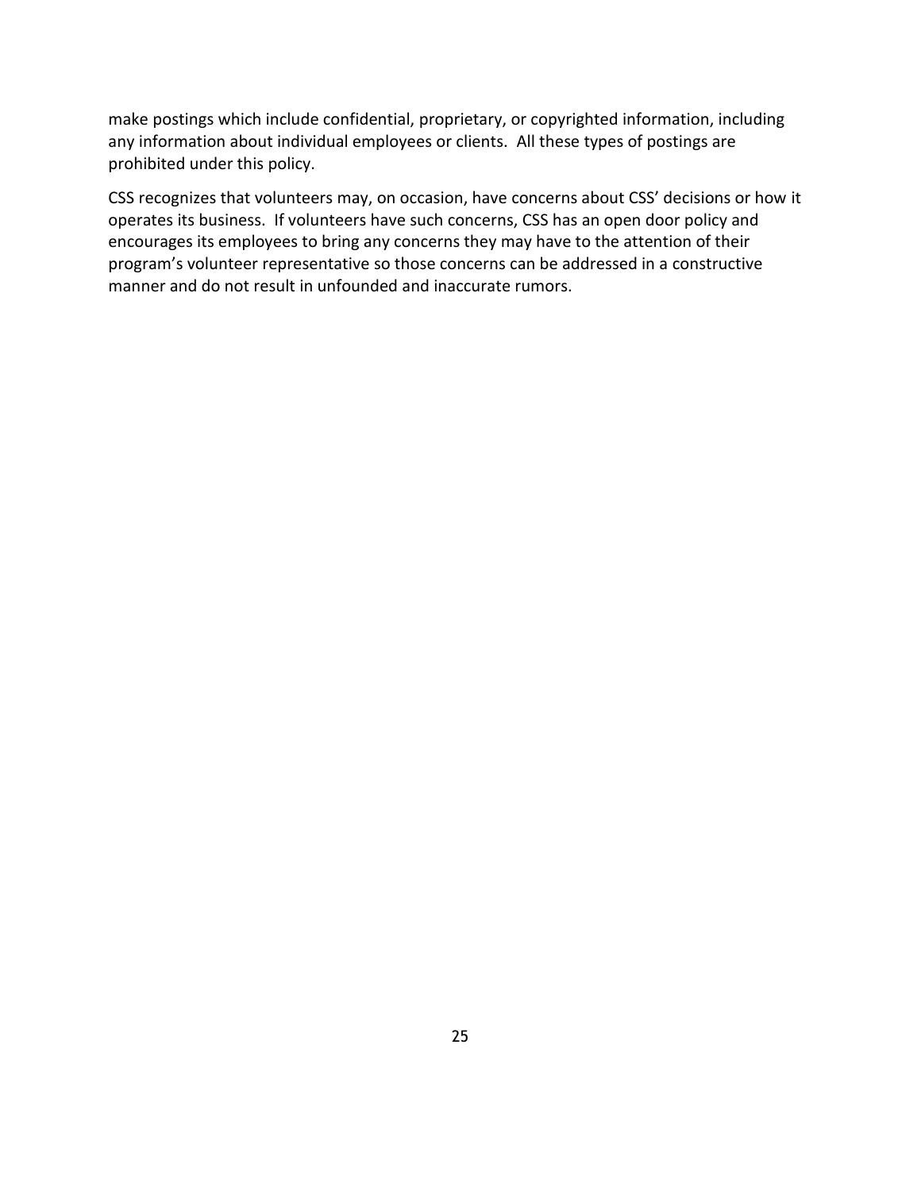make postings which include confidential, proprietary, or copyrighted information, including any information about individual employees or clients. All these types of postings are prohibited under this policy.

CSS recognizes that volunteers may, on occasion, have concerns about CSS' decisions or how it operates its business. If volunteers have such concerns, CSS has an open door policy and encourages its employees to bring any concerns they may have to the attention of their program's volunteer representative so those concerns can be addressed in a constructive manner and do not result in unfounded and inaccurate rumors.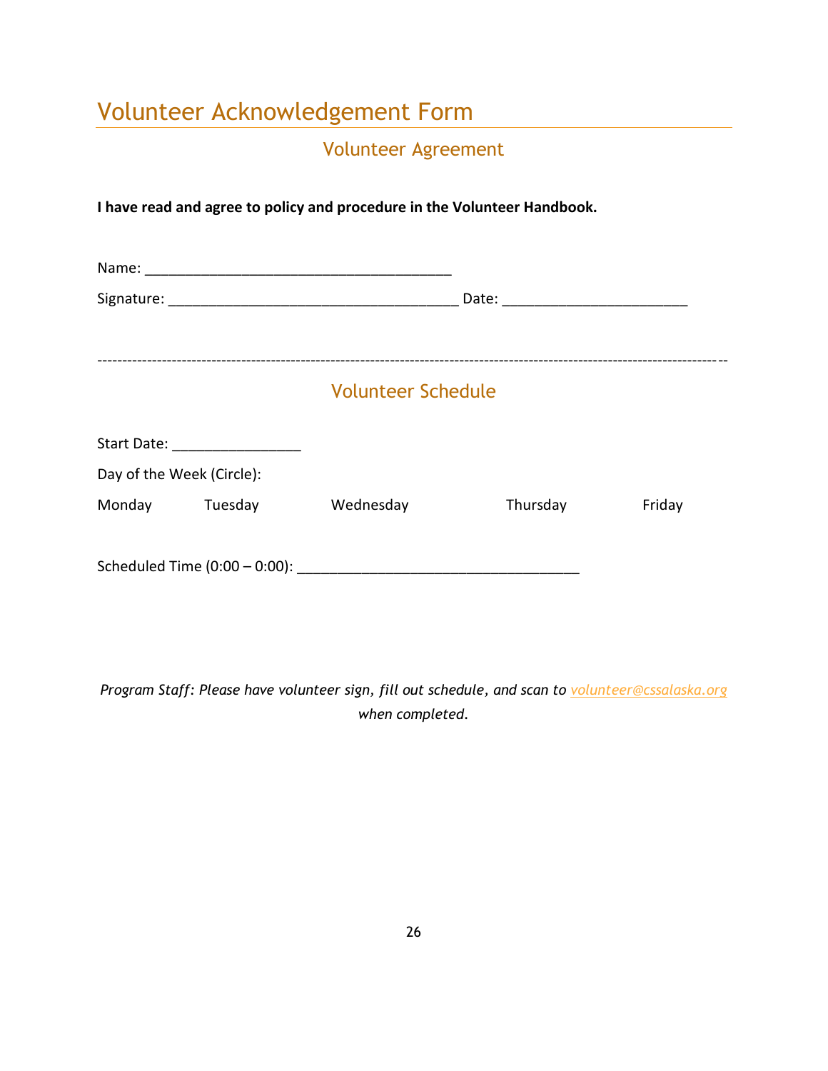# Volunteer Acknowledgement Form

## Volunteer Agreement

**I have read and agree to policy and procedure in the Volunteer Handbook.**

Name: _______________________________________

Signature: _____________________________________ Date: ________________________

---------------------------------------------------------------------------------------------------------------------------

## Volunteer Schedule

Start Date: ________________

Day of the Week (Circle):

Monday Tuesday Wednesday Thursday Friday

Scheduled Time (0:00 – 0:00): ____________________________________

*Program Staff: Please have volunteer sign, fill out schedule, and scan to [volunteer@cssalaska.org](mailto:volunteer@cssalaska.org) when completed.*